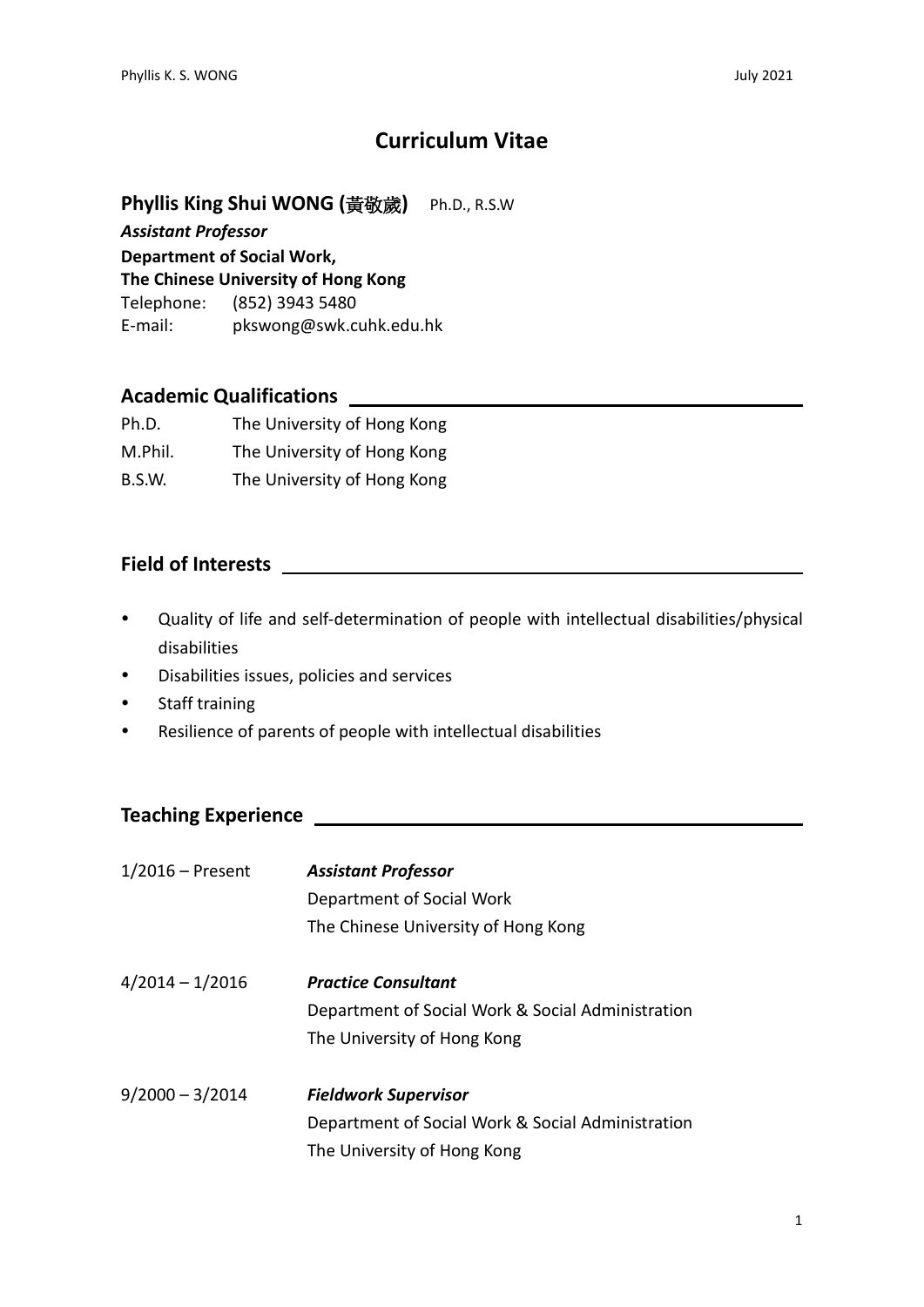# Curriculum Vitae

**Phyllis King Shui WONG (黃敬歲)** Ph.D., R.S.W

***Assistant Professor***

**Department of Social Work,**

**The Chinese University of Hong Kong**

Telephone: (852) 3943 5480

E-mail: pkswong@swk.cuhk.edu.hk

## Academic Qualifications

| | |
|---|---|
| Ph.D. | The University of Hong Kong |
| M.Phil. | The University of Hong Kong |
| B.S.W. | The University of Hong Kong |

## Field of Interests

- Quality of life and self-determination of people with intellectual disabilities/physical disabilities
- Disabilities issues, policies and services
- Staff training
- Resilience of parents of people with intellectual disabilities

## Teaching Experience

| | |
|---|---|
| 1/2016 – Present | ***Assistant Professor***<br>Department of Social Work<br>The Chinese University of Hong Kong |
| 4/2014 – 1/2016 | ***Practice Consultant***<br>Department of Social Work & Social Administration<br>The University of Hong Kong |
| 9/2000 – 3/2014 | ***Fieldwork Supervisor***<br>Department of Social Work & Social Administration<br>The University of Hong Kong |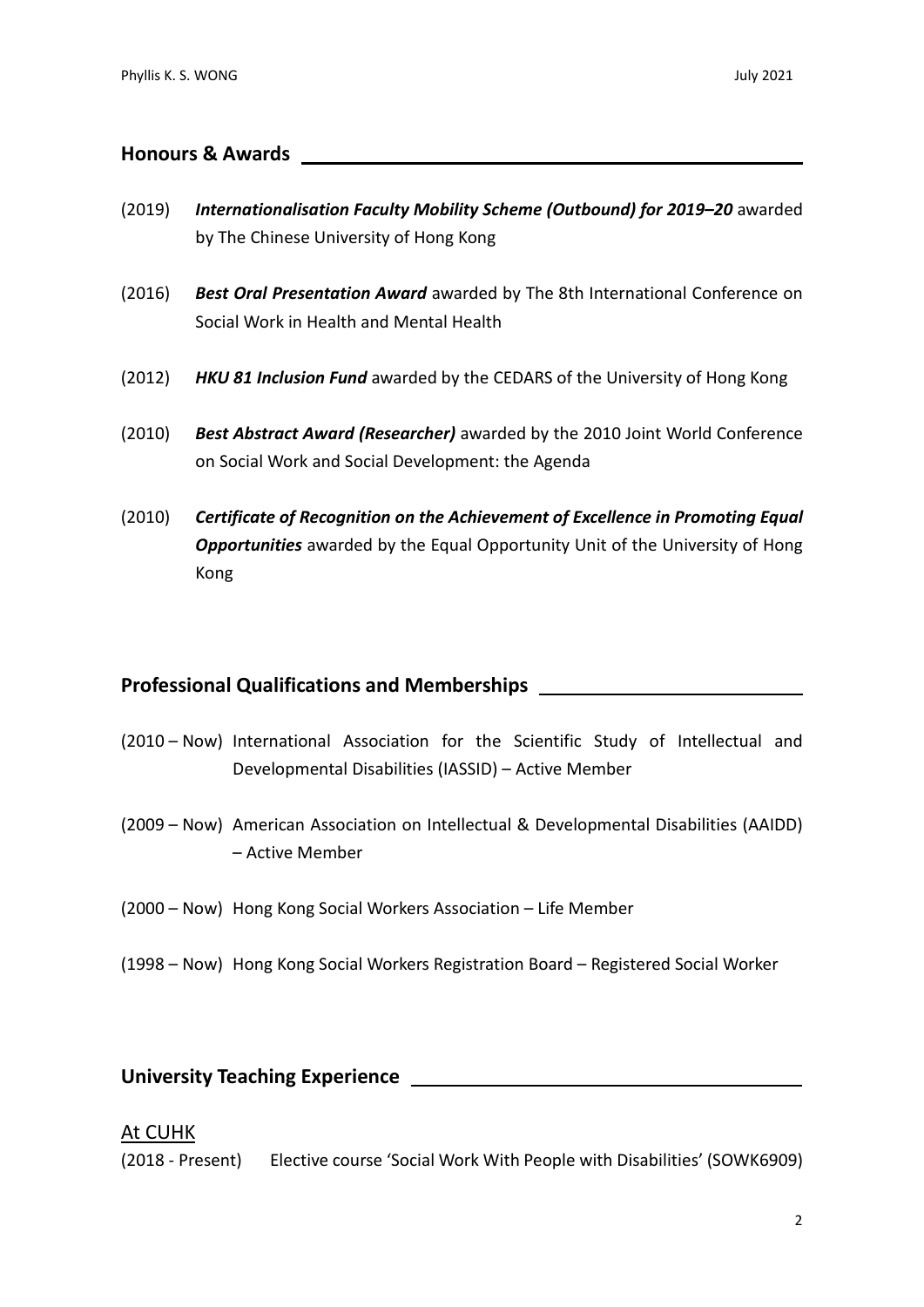## Honours & Awards

(2019) ***Internationalisation Faculty Mobility Scheme (Outbound) for 2019–20*** awarded by The Chinese University of Hong Kong

(2016) ***Best Oral Presentation Award*** awarded by The 8th International Conference on Social Work in Health and Mental Health

(2012) ***HKU 81 Inclusion Fund*** awarded by the CEDARS of the University of Hong Kong

(2010) ***Best Abstract Award (Researcher)*** awarded by the 2010 Joint World Conference on Social Work and Social Development: the Agenda

(2010) ***Certificate of Recognition on the Achievement of Excellence in Promoting Equal Opportunities*** awarded by the Equal Opportunity Unit of the University of Hong Kong

## Professional Qualifications and Memberships

(2010 – Now) International Association for the Scientific Study of Intellectual and Developmental Disabilities (IASSID) – Active Member

(2009 – Now) American Association on Intellectual & Developmental Disabilities (AAIDD) – Active Member

(2000 – Now) Hong Kong Social Workers Association – Life Member

(1998 – Now) Hong Kong Social Workers Registration Board – Registered Social Worker

## University Teaching Experience

### At CUHK

(2018 - Present) Elective course 'Social Work With People with Disabilities' (SOWK6909)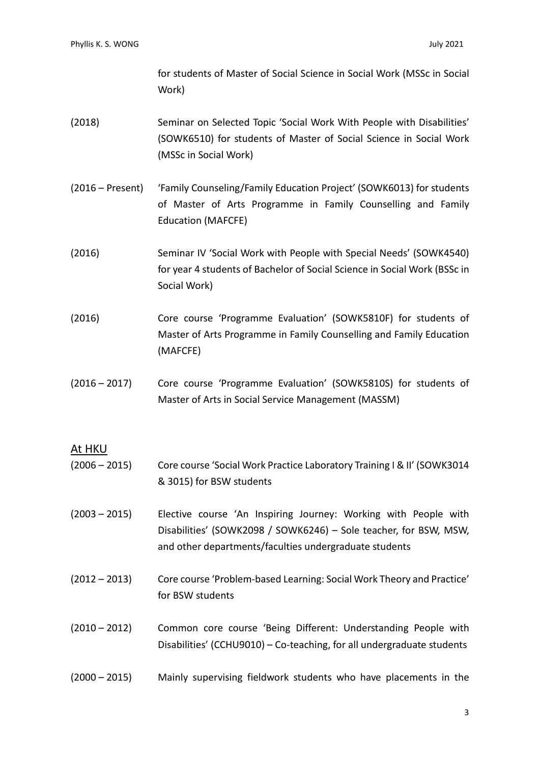for students of Master of Social Science in Social Work (MSSc in Social Work)

(2018) Seminar on Selected Topic 'Social Work With People with Disabilities' (SOWK6510) for students of Master of Social Science in Social Work (MSSc in Social Work)

(2016 – Present) 'Family Counseling/Family Education Project' (SOWK6013) for students of Master of Arts Programme in Family Counselling and Family Education (MAFCFE)

(2016) Seminar IV 'Social Work with People with Special Needs' (SOWK4540) for year 4 students of Bachelor of Social Science in Social Work (BSSc in Social Work)

(2016) Core course 'Programme Evaluation' (SOWK5810F) for students of Master of Arts Programme in Family Counselling and Family Education (MAFCFE)

(2016 – 2017) Core course 'Programme Evaluation' (SOWK5810S) for students of Master of Arts in Social Service Management (MASSM)

## At HKU

(2006 – 2015) Core course 'Social Work Practice Laboratory Training I & II' (SOWK3014 & 3015) for BSW students

(2003 – 2015) Elective course 'An Inspiring Journey: Working with People with Disabilities' (SOWK2098 / SOWK6246) – Sole teacher, for BSW, MSW, and other departments/faculties undergraduate students

(2012 – 2013) Core course 'Problem-based Learning: Social Work Theory and Practice' for BSW students

(2010 – 2012) Common core course 'Being Different: Understanding People with Disabilities' (CCHU9010) – Co-teaching, for all undergraduate students

(2000 – 2015) Mainly supervising fieldwork students who have placements in the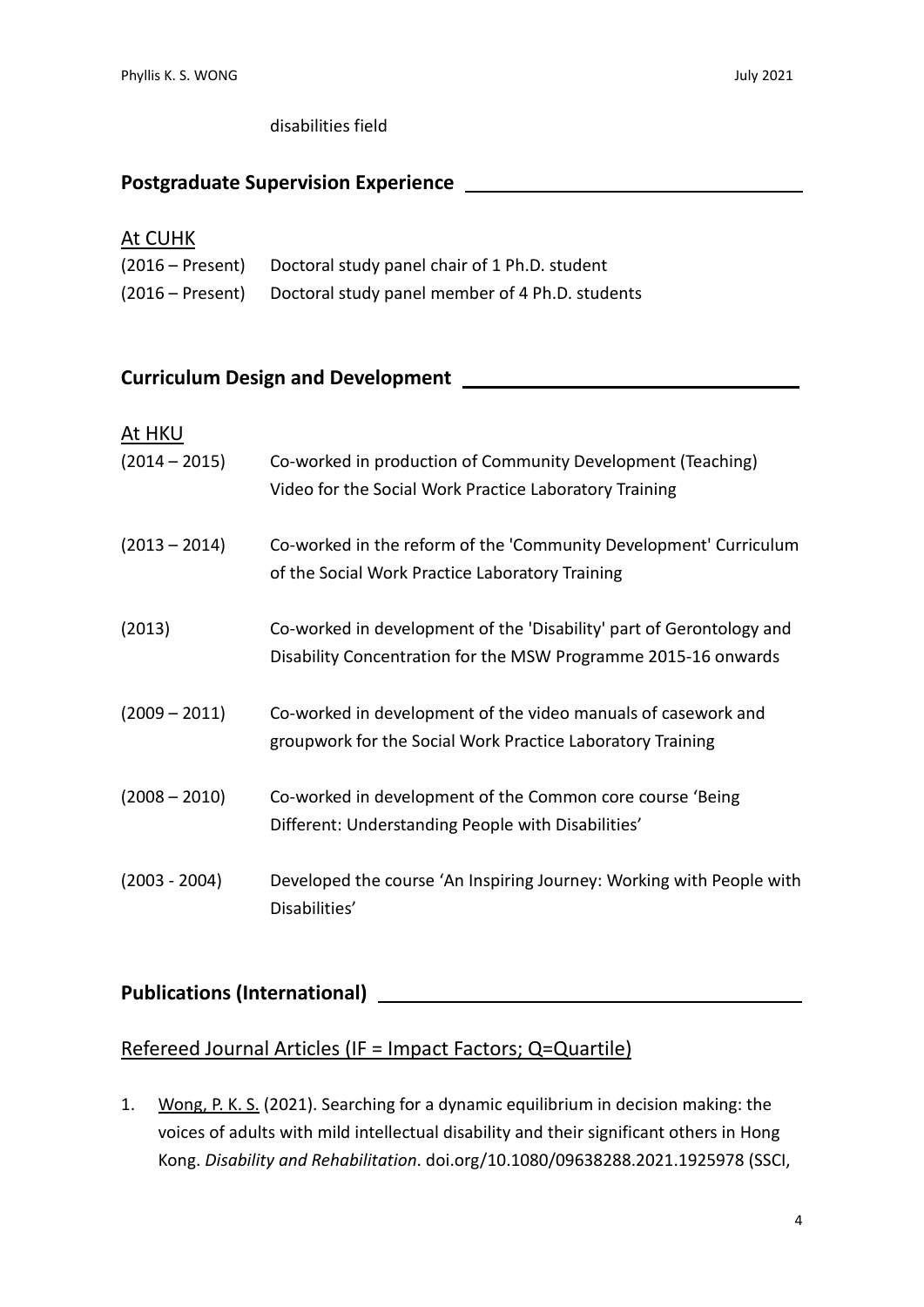disabilities field

## Postgraduate Supervision Experience

At CUHK

(2016 – Present) Doctoral study panel chair of 1 Ph.D. student

(2016 – Present) Doctoral study panel member of 4 Ph.D. students

## Curriculum Design and Development

At HKU

(2014 – 2015) Co-worked in production of Community Development (Teaching) Video for the Social Work Practice Laboratory Training

(2013 – 2014) Co-worked in the reform of the 'Community Development' Curriculum of the Social Work Practice Laboratory Training

(2013) Co-worked in development of the 'Disability' part of Gerontology and Disability Concentration for the MSW Programme 2015-16 onwards

(2009 – 2011) Co-worked in development of the video manuals of casework and groupwork for the Social Work Practice Laboratory Training

(2008 – 2010) Co-worked in development of the Common core course 'Being Different: Understanding People with Disabilities'

(2003 - 2004) Developed the course 'An Inspiring Journey: Working with People with Disabilities'

## Publications (International)

### Refereed Journal Articles (IF = Impact Factors; Q=Quartile)

1. Wong, P. K. S. (2021). Searching for a dynamic equilibrium in decision making: the voices of adults with mild intellectual disability and their significant others in Hong Kong. *Disability and Rehabilitation*. doi.org/10.1080/09638288.2021.1925978 (SSCI,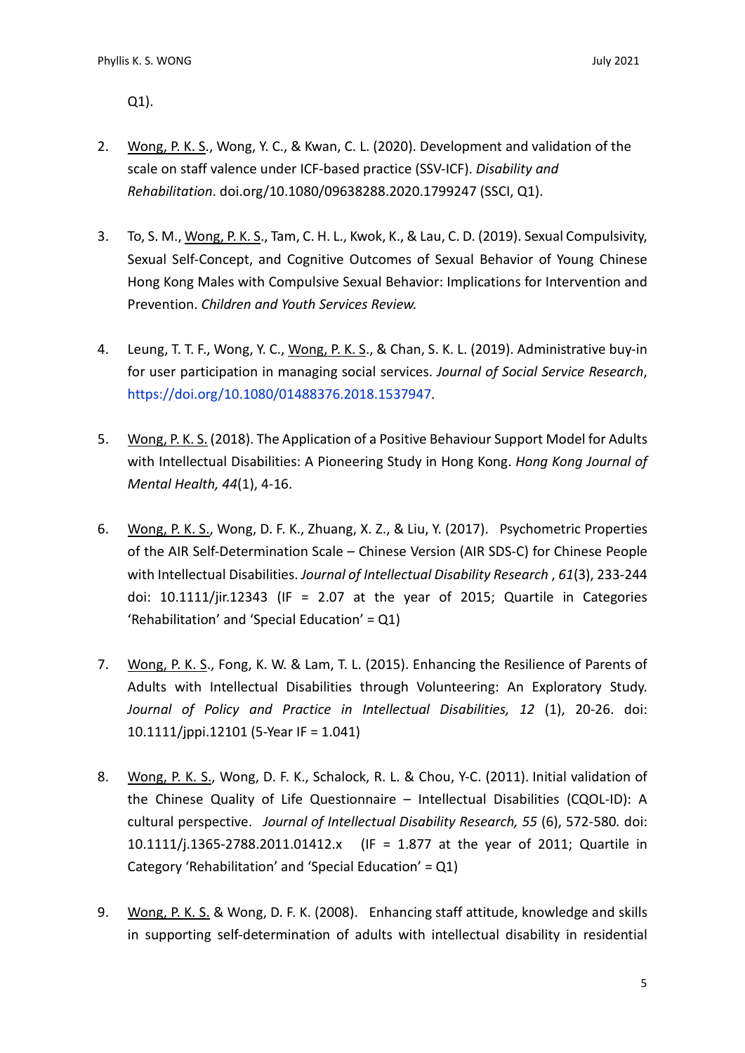Q1).

2. Wong, P. K. S., Wong, Y. C., & Kwan, C. L. (2020). Development and validation of the scale on staff valence under ICF-based practice (SSV-ICF). *Disability and Rehabilitation*. doi.org/10.1080/09638288.2020.1799247 (SSCI, Q1).

3. To, S. M., Wong, P. K. S., Tam, C. H. L., Kwok, K., & Lau, C. D. (2019). Sexual Compulsivity, Sexual Self-Concept, and Cognitive Outcomes of Sexual Behavior of Young Chinese Hong Kong Males with Compulsive Sexual Behavior: Implications for Intervention and Prevention. *Children and Youth Services Review.*

4. Leung, T. T. F., Wong, Y. C., Wong, P. K. S., & Chan, S. K. L. (2019). Administrative buy-in for user participation in managing social services. *Journal of Social Service Research*, https://doi.org/10.1080/01488376.2018.1537947.

5. Wong, P. K. S. (2018). The Application of a Positive Behaviour Support Model for Adults with Intellectual Disabilities: A Pioneering Study in Hong Kong. *Hong Kong Journal of Mental Health, 44*(1), 4-16.

6. Wong, P. K. S., Wong, D. F. K., Zhuang, X. Z., & Liu, Y. (2017). Psychometric Properties of the AIR Self-Determination Scale – Chinese Version (AIR SDS-C) for Chinese People with Intellectual Disabilities. *Journal of Intellectual Disability Research* , *61*(3), 233-244 doi: 10.1111/jir.12343 (IF = 2.07 at the year of 2015; Quartile in Categories 'Rehabilitation' and 'Special Education' = Q1)

7. Wong, P. K. S., Fong, K. W. & Lam, T. L. (2015). Enhancing the Resilience of Parents of Adults with Intellectual Disabilities through Volunteering: An Exploratory Study. *Journal of Policy and Practice in Intellectual Disabilities, 12* (1), 20-26. doi: 10.1111/jppi.12101 (5-Year IF = 1.041)

8. Wong, P. K. S., Wong, D. F. K., Schalock, R. L. & Chou, Y-C. (2011). Initial validation of the Chinese Quality of Life Questionnaire – Intellectual Disabilities (CQOL-ID): A cultural perspective. *Journal of Intellectual Disability Research, 55* (6), 572-580. doi: 10.1111/j.1365-2788.2011.01412.x (IF = 1.877 at the year of 2011; Quartile in Category 'Rehabilitation' and 'Special Education' = Q1)

9. Wong, P. K. S. & Wong, D. F. K. (2008). Enhancing staff attitude, knowledge and skills in supporting self-determination of adults with intellectual disability in residential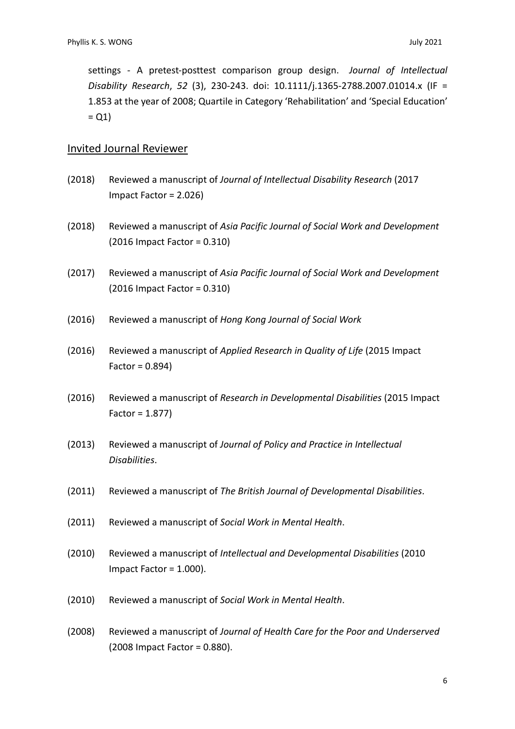settings - A pretest-posttest comparison group design. *Journal of Intellectual Disability Research*, *52* (3), 230-243. doi: 10.1111/j.1365-2788.2007.01014.x (IF = 1.853 at the year of 2008; Quartile in Category 'Rehabilitation' and 'Special Education' = Q1)

## Invited Journal Reviewer

(2018) Reviewed a manuscript of *Journal of Intellectual Disability Research* (2017 Impact Factor = 2.026)

(2018) Reviewed a manuscript of *Asia Pacific Journal of Social Work and Development* (2016 Impact Factor = 0.310)

(2017) Reviewed a manuscript of *Asia Pacific Journal of Social Work and Development* (2016 Impact Factor = 0.310)

(2016) Reviewed a manuscript of *Hong Kong Journal of Social Work*

(2016) Reviewed a manuscript of *Applied Research in Quality of Life* (2015 Impact Factor = 0.894)

(2016) Reviewed a manuscript of *Research in Developmental Disabilities* (2015 Impact Factor = 1.877)

(2013) Reviewed a manuscript of *Journal of Policy and Practice in Intellectual Disabilities*.

(2011) Reviewed a manuscript of *The British Journal of Developmental Disabilities*.

(2011) Reviewed a manuscript of *Social Work in Mental Health*.

(2010) Reviewed a manuscript of *Intellectual and Developmental Disabilities* (2010 Impact Factor = 1.000).

(2010) Reviewed a manuscript of *Social Work in Mental Health*.

(2008) Reviewed a manuscript of *Journal of Health Care for the Poor and Underserved* (2008 Impact Factor = 0.880).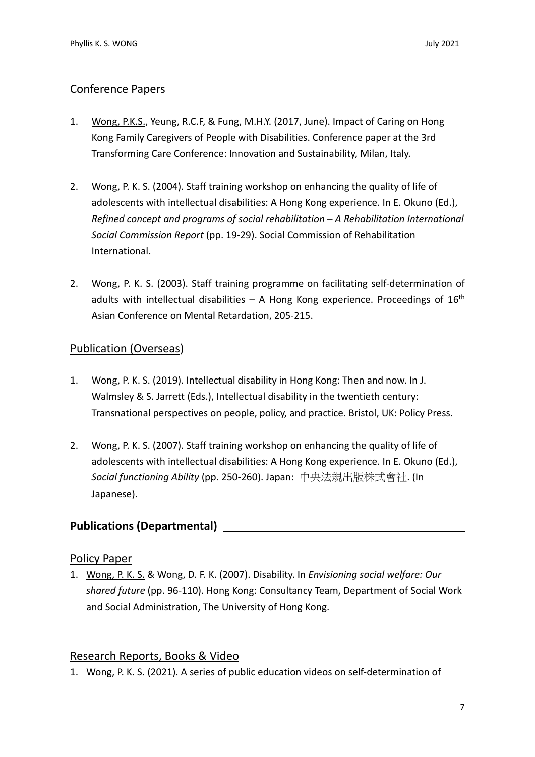## Conference Papers

1. Wong, P.K.S., Yeung, R.C.F, & Fung, M.H.Y. (2017, June). Impact of Caring on Hong Kong Family Caregivers of People with Disabilities. Conference paper at the 3rd Transforming Care Conference: Innovation and Sustainability, Milan, Italy.

2. Wong, P. K. S. (2004). Staff training workshop on enhancing the quality of life of adolescents with intellectual disabilities: A Hong Kong experience. In E. Okuno (Ed.), *Refined concept and programs of social rehabilitation – A Rehabilitation International Social Commission Report* (pp. 19-29). Social Commission of Rehabilitation International.

2. Wong, P. K. S. (2003). Staff training programme on facilitating self-determination of adults with intellectual disabilities – A Hong Kong experience. Proceedings of 16th Asian Conference on Mental Retardation, 205-215.

## Publication (Overseas)

1. Wong, P. K. S. (2019). Intellectual disability in Hong Kong: Then and now. In J. Walmsley & S. Jarrett (Eds.), Intellectual disability in the twentieth century: Transnational perspectives on people, policy, and practice. Bristol, UK: Policy Press.

2. Wong, P. K. S. (2007). Staff training workshop on enhancing the quality of life of adolescents with intellectual disabilities: A Hong Kong experience. In E. Okuno (Ed.), *Social functioning Ability* (pp. 250-260). Japan: 中央法規出版株式會社. (In Japanese).

# **Publications (Departmental)**

## Policy Paper

1. Wong, P. K. S. & Wong, D. F. K. (2007). Disability. In *Envisioning social welfare: Our shared future* (pp. 96-110). Hong Kong: Consultancy Team, Department of Social Work and Social Administration, The University of Hong Kong.

## Research Reports, Books & Video

1. Wong, P. K. S. (2021). A series of public education videos on self-determination of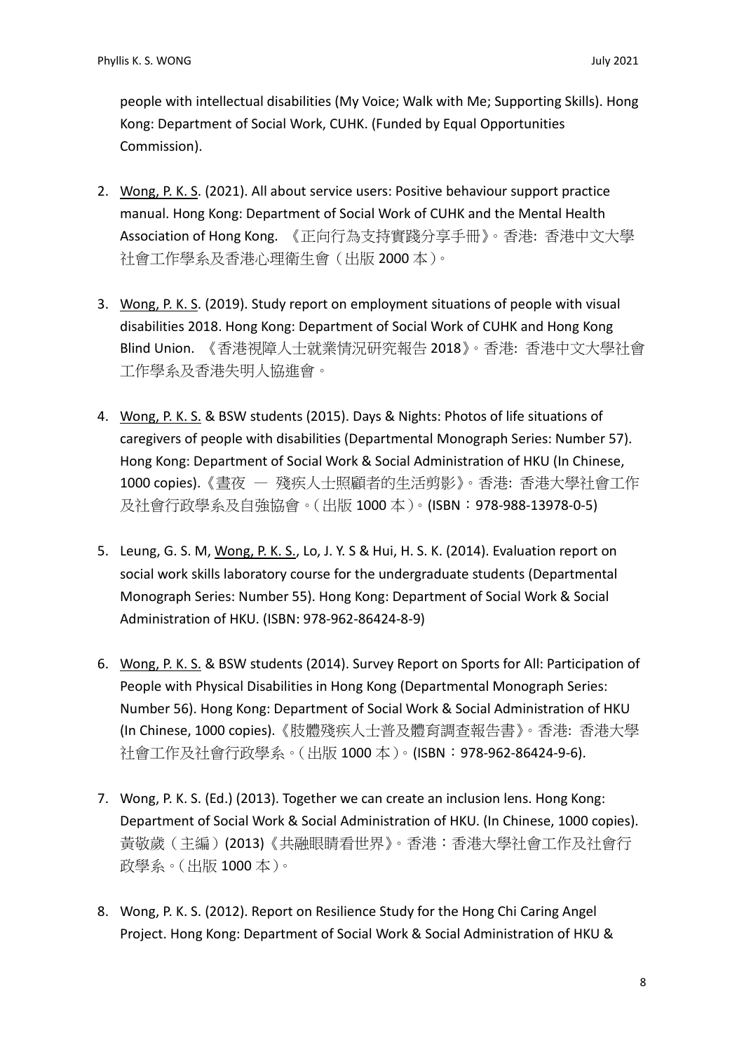people with intellectual disabilities (My Voice; Walk with Me; Supporting Skills). Hong Kong: Department of Social Work, CUHK. (Funded by Equal Opportunities Commission).

2. <u>Wong, P. K. S</u>. (2021). All about service users: Positive behaviour support practice manual. Hong Kong: Department of Social Work of CUHK and the Mental Health Association of Hong Kong. 《正向行為支持實踐分享手冊》。香港: 香港中文大學社會工作學系及香港心理衛生會（出版 2000 本）。

3. <u>Wong, P. K. S</u>. (2019). Study report on employment situations of people with visual disabilities 2018. Hong Kong: Department of Social Work of CUHK and Hong Kong Blind Union. 《香港視障人士就業情況研究報告 2018》。香港: 香港中文大學社會工作學系及香港失明人協進會。

4. <u>Wong, P. K. S.</u> & BSW students (2015). Days & Nights: Photos of life situations of caregivers of people with disabilities (Departmental Monograph Series: Number 57). Hong Kong: Department of Social Work & Social Administration of HKU (In Chinese, 1000 copies).《晝夜 — 殘疾人士照顧者的生活剪影》。香港: 香港大學社會工作及社會行政學系及自強協會。(出版 1000 本)。(ISBN：978-988-13978-0-5)

5. Leung, G. S. M, <u>Wong, P. K. S.</u>, Lo, J. Y. S & Hui, H. S. K. (2014). Evaluation report on social work skills laboratory course for the undergraduate students (Departmental Monograph Series: Number 55). Hong Kong: Department of Social Work & Social Administration of HKU. (ISBN: 978-962-86424-8-9)

6. <u>Wong, P. K. S.</u> & BSW students (2014). Survey Report on Sports for All: Participation of People with Physical Disabilities in Hong Kong (Departmental Monograph Series: Number 56). Hong Kong: Department of Social Work & Social Administration of HKU (In Chinese, 1000 copies).《肢體殘疾人士普及體育調查報告書》。香港: 香港大學社會工作及社會行政學系。(出版 1000 本)。(ISBN：978-962-86424-9-6).

7. Wong, P. K. S. (Ed.) (2013). Together we can create an inclusion lens. Hong Kong: Department of Social Work & Social Administration of HKU. (In Chinese, 1000 copies). 黃敬歲（主編）(2013)《共融眼睛看世界》。香港：香港大學社會工作及社會行政學系。(出版 1000 本)。

8. Wong, P. K. S. (2012). Report on Resilience Study for the Hong Chi Caring Angel Project. Hong Kong: Department of Social Work & Social Administration of HKU &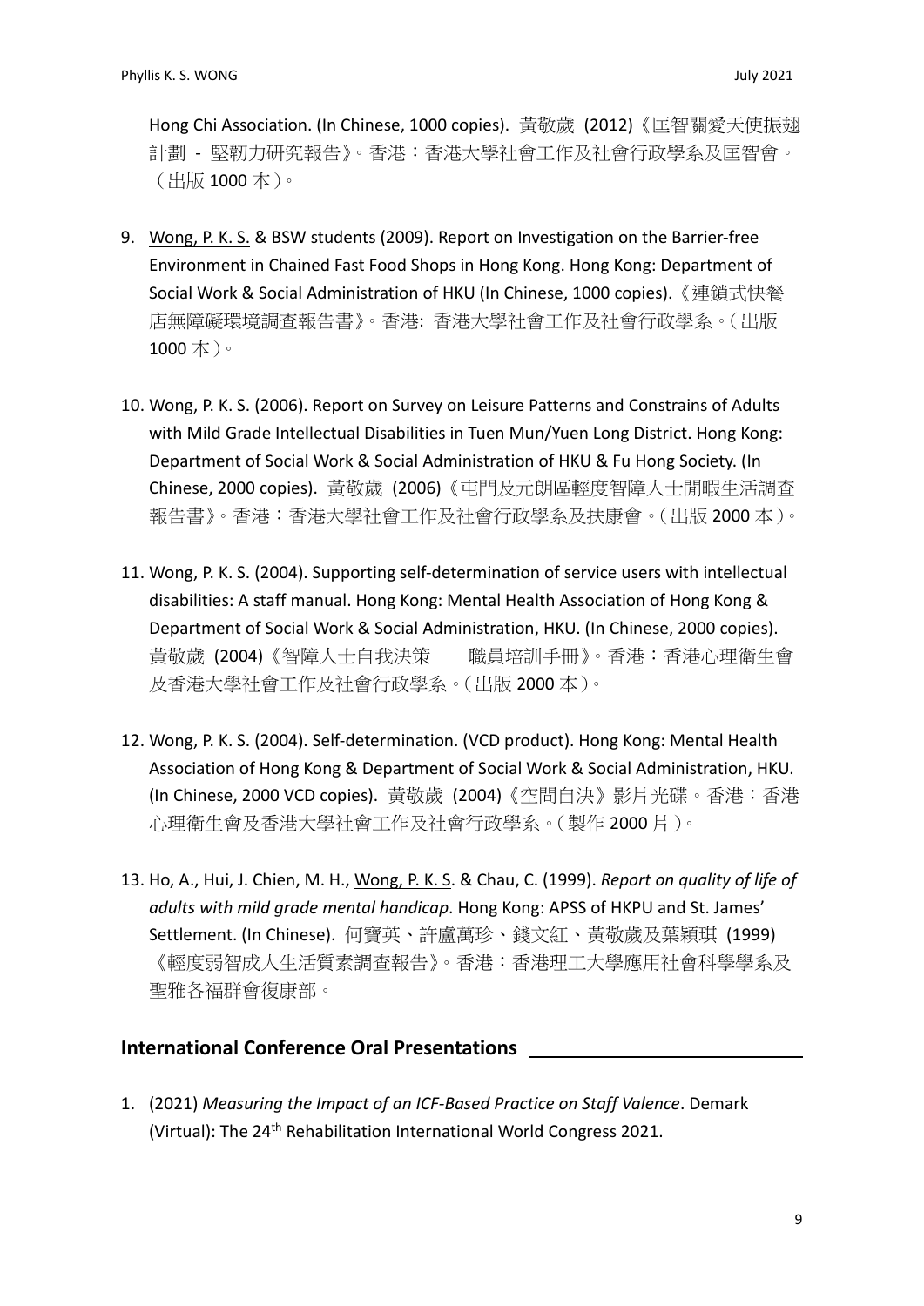Hong Chi Association. (In Chinese, 1000 copies). 黃敬歲 (2012)《匡智關愛天使振翅計劃 - 堅韌力研究報告》。香港：香港大學社會工作及社會行政學系及匡智會。（出版 1000 本）。

9. Wong, P. K. S. & BSW students (2009). Report on Investigation on the Barrier-free Environment in Chained Fast Food Shops in Hong Kong. Hong Kong: Department of Social Work & Social Administration of HKU (In Chinese, 1000 copies).《連鎖式快餐店無障礙環境調查報告書》。香港: 香港大學社會工作及社會行政學系。(出版 1000 本)。

10. Wong, P. K. S. (2006). Report on Survey on Leisure Patterns and Constrains of Adults with Mild Grade Intellectual Disabilities in Tuen Mun/Yuen Long District. Hong Kong: Department of Social Work & Social Administration of HKU & Fu Hong Society. (In Chinese, 2000 copies). 黃敬歲 (2006)《屯門及元朗區輕度智障人士閒暇生活調查報告書》。香港：香港大學社會工作及社會行政學系及扶康會。(出版 2000 本)。

11. Wong, P. K. S. (2004). Supporting self-determination of service users with intellectual disabilities: A staff manual. Hong Kong: Mental Health Association of Hong Kong & Department of Social Work & Social Administration, HKU. (In Chinese, 2000 copies). 黃敬歲 (2004)《智障人士自我決策 — 職員培訓手冊》。香港：香港心理衛生會及香港大學社會工作及社會行政學系。(出版 2000 本)。

12. Wong, P. K. S. (2004). Self-determination. (VCD product). Hong Kong: Mental Health Association of Hong Kong & Department of Social Work & Social Administration, HKU. (In Chinese, 2000 VCD copies). 黃敬歲 (2004)《空間自決》影片光碟。香港：香港心理衛生會及香港大學社會工作及社會行政學系。(製作 2000 片)。

13. Ho, A., Hui, J. Chien, M. H., Wong, P. K. S. & Chau, C. (1999). *Report on quality of life of adults with mild grade mental handicap*. Hong Kong: APSS of HKPU and St. James' Settlement. (In Chinese). 何寶英、許盧萬珍、錢文紅、黃敬歲及葉穎琪 (1999)《輕度弱智成人生活質素調查報告》。香港：香港理工大學應用社會科學學系及聖雅各福群會復康部。

## International Conference Oral Presentations

1. (2021) *Measuring the Impact of an ICF-Based Practice on Staff Valence*. Demark (Virtual): The 24th Rehabilitation International World Congress 2021.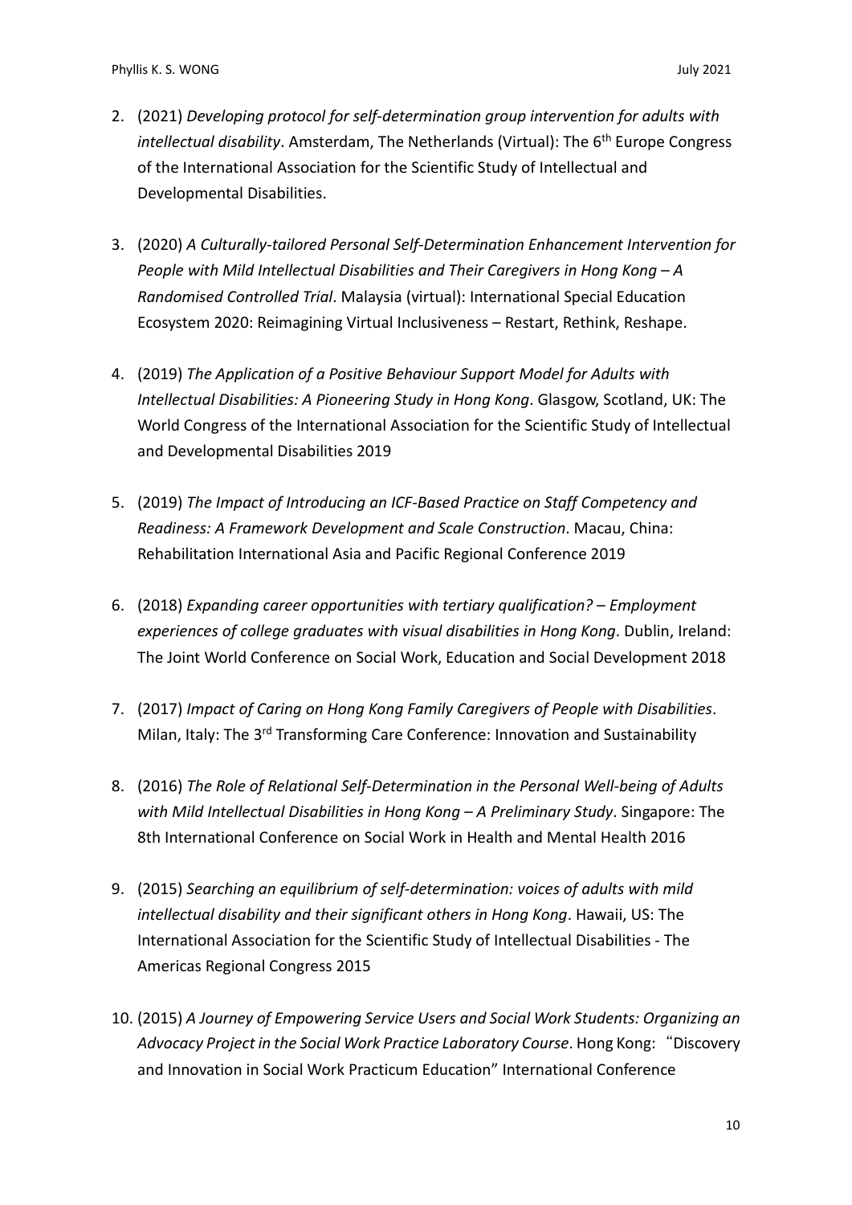2. (2021) *Developing protocol for self-determination group intervention for adults with intellectual disability*. Amsterdam, The Netherlands (Virtual): The 6th Europe Congress of the International Association for the Scientific Study of Intellectual and Developmental Disabilities.

3. (2020) *A Culturally-tailored Personal Self-Determination Enhancement Intervention for People with Mild Intellectual Disabilities and Their Caregivers in Hong Kong – A Randomised Controlled Trial*. Malaysia (virtual): International Special Education Ecosystem 2020: Reimagining Virtual Inclusiveness – Restart, Rethink, Reshape.

4. (2019) *The Application of a Positive Behaviour Support Model for Adults with Intellectual Disabilities: A Pioneering Study in Hong Kong*. Glasgow, Scotland, UK: The World Congress of the International Association for the Scientific Study of Intellectual and Developmental Disabilities 2019

5. (2019) *The Impact of Introducing an ICF-Based Practice on Staff Competency and Readiness: A Framework Development and Scale Construction*. Macau, China: Rehabilitation International Asia and Pacific Regional Conference 2019

6. (2018) *Expanding career opportunities with tertiary qualification? – Employment experiences of college graduates with visual disabilities in Hong Kong*. Dublin, Ireland: The Joint World Conference on Social Work, Education and Social Development 2018

7. (2017) *Impact of Caring on Hong Kong Family Caregivers of People with Disabilities*. Milan, Italy: The 3rd Transforming Care Conference: Innovation and Sustainability

8. (2016) *The Role of Relational Self-Determination in the Personal Well-being of Adults with Mild Intellectual Disabilities in Hong Kong – A Preliminary Study*. Singapore: The 8th International Conference on Social Work in Health and Mental Health 2016

9. (2015) *Searching an equilibrium of self-determination: voices of adults with mild intellectual disability and their significant others in Hong Kong*. Hawaii, US: The International Association for the Scientific Study of Intellectual Disabilities - The Americas Regional Congress 2015

10. (2015) *A Journey of Empowering Service Users and Social Work Students: Organizing an Advocacy Project in the Social Work Practice Laboratory Course*. Hong Kong: "Discovery and Innovation in Social Work Practicum Education" International Conference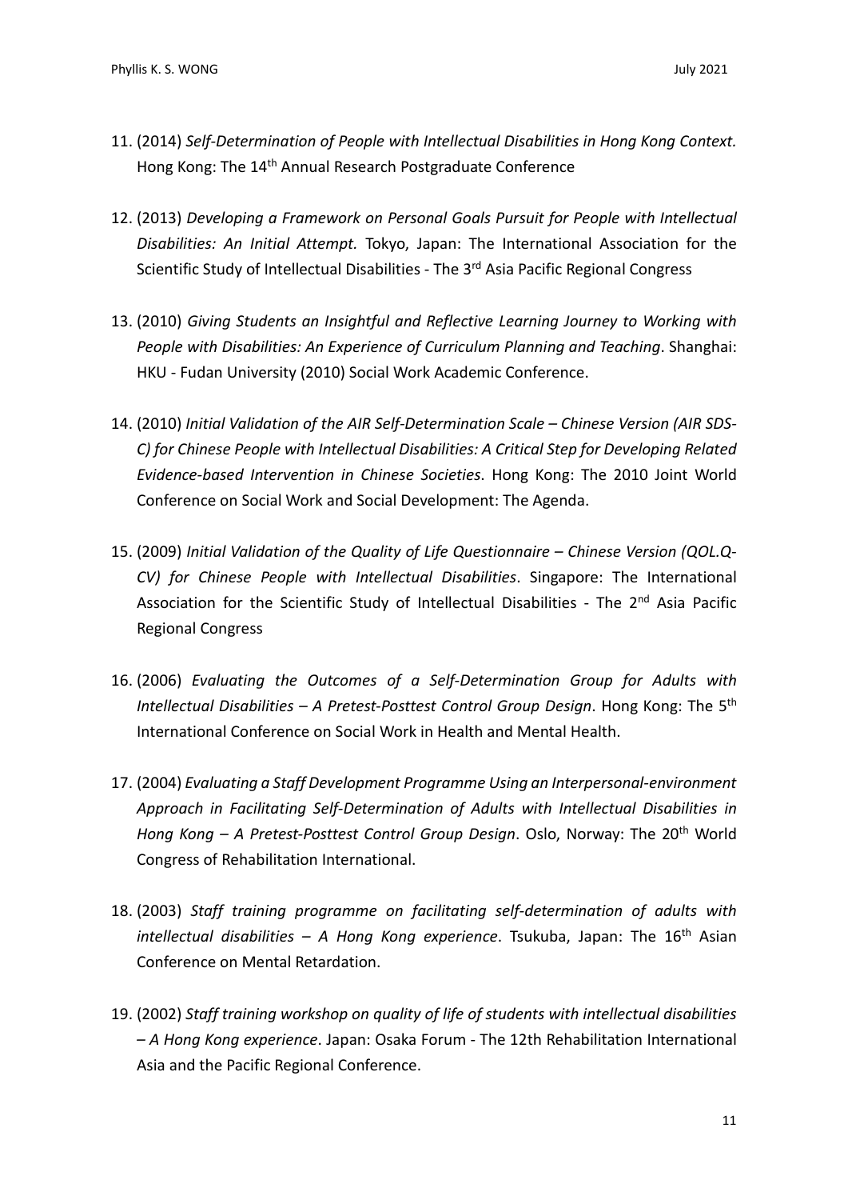11. (2014) *Self-Determination of People with Intellectual Disabilities in Hong Kong Context.* Hong Kong: The 14th Annual Research Postgraduate Conference

12. (2013) *Developing a Framework on Personal Goals Pursuit for People with Intellectual Disabilities: An Initial Attempt.* Tokyo, Japan: The International Association for the Scientific Study of Intellectual Disabilities - The 3rd Asia Pacific Regional Congress

13. (2010) *Giving Students an Insightful and Reflective Learning Journey to Working with People with Disabilities: An Experience of Curriculum Planning and Teaching*. Shanghai: HKU - Fudan University (2010) Social Work Academic Conference.

14. (2010) *Initial Validation of the AIR Self-Determination Scale – Chinese Version (AIR SDS-C) for Chinese People with Intellectual Disabilities: A Critical Step for Developing Related Evidence-based Intervention in Chinese Societies*. Hong Kong: The 2010 Joint World Conference on Social Work and Social Development: The Agenda.

15. (2009) *Initial Validation of the Quality of Life Questionnaire – Chinese Version (QOL.Q-CV) for Chinese People with Intellectual Disabilities*. Singapore: The International Association for the Scientific Study of Intellectual Disabilities - The 2nd Asia Pacific Regional Congress

16. (2006) *Evaluating the Outcomes of a Self-Determination Group for Adults with Intellectual Disabilities – A Pretest-Posttest Control Group Design*. Hong Kong: The 5th International Conference on Social Work in Health and Mental Health.

17. (2004) *Evaluating a Staff Development Programme Using an Interpersonal-environment Approach in Facilitating Self-Determination of Adults with Intellectual Disabilities in Hong Kong – A Pretest-Posttest Control Group Design*. Oslo, Norway: The 20th World Congress of Rehabilitation International.

18. (2003) *Staff training programme on facilitating self-determination of adults with intellectual disabilities – A Hong Kong experience*. Tsukuba, Japan: The 16th Asian Conference on Mental Retardation.

19. (2002) *Staff training workshop on quality of life of students with intellectual disabilities – A Hong Kong experience*. Japan: Osaka Forum - The 12th Rehabilitation International Asia and the Pacific Regional Conference.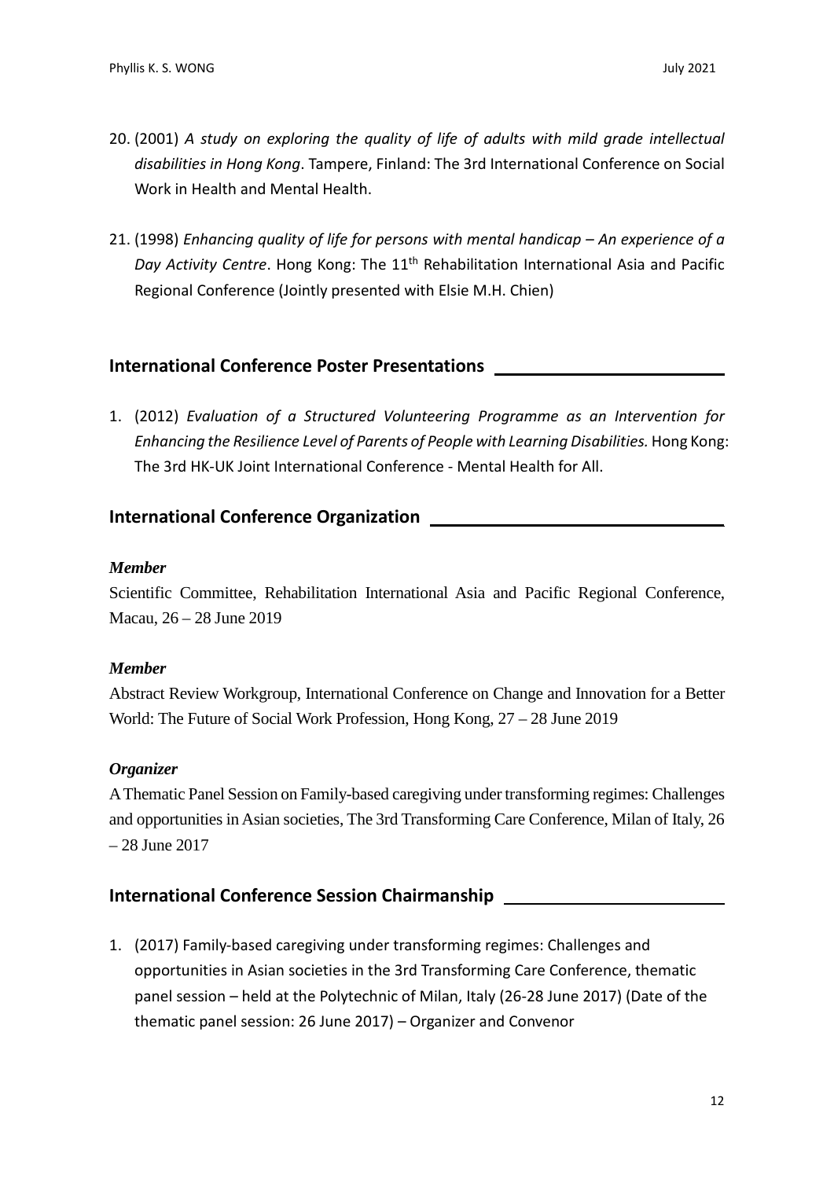20. (2001) *A study on exploring the quality of life of adults with mild grade intellectual disabilities in Hong Kong*. Tampere, Finland: The 3rd International Conference on Social Work in Health and Mental Health.

21. (1998) *Enhancing quality of life for persons with mental handicap – An experience of a Day Activity Centre*. Hong Kong: The 11th Rehabilitation International Asia and Pacific Regional Conference (Jointly presented with Elsie M.H. Chien)

## International Conference Poster Presentations

1. (2012) *Evaluation of a Structured Volunteering Programme as an Intervention for Enhancing the Resilience Level of Parents of People with Learning Disabilities.* Hong Kong: The 3rd HK-UK Joint International Conference - Mental Health for All.

## International Conference Organization

***Member***

Scientific Committee, Rehabilitation International Asia and Pacific Regional Conference, Macau, 26 – 28 June 2019

***Member***

Abstract Review Workgroup, International Conference on Change and Innovation for a Better World: The Future of Social Work Profession, Hong Kong, 27 – 28 June 2019

***Organizer***

A Thematic Panel Session on Family-based caregiving under transforming regimes: Challenges and opportunities in Asian societies, The 3rd Transforming Care Conference, Milan of Italy, 26 – 28 June 2017

## International Conference Session Chairmanship

1. (2017) Family-based caregiving under transforming regimes: Challenges and opportunities in Asian societies in the 3rd Transforming Care Conference, thematic panel session – held at the Polytechnic of Milan, Italy (26-28 June 2017) (Date of the thematic panel session: 26 June 2017) – Organizer and Convenor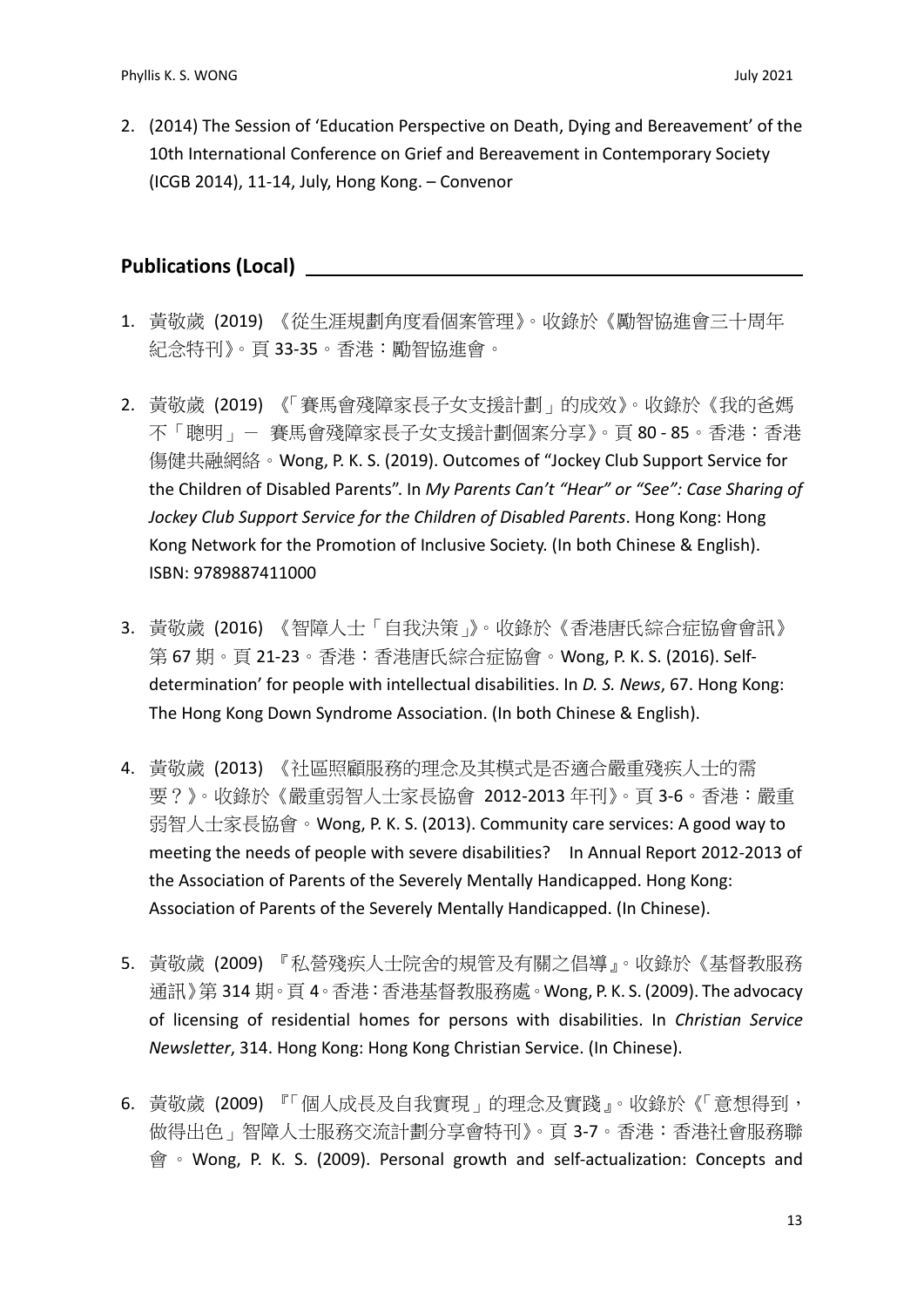2. (2014) The Session of 'Education Perspective on Death, Dying and Bereavement' of the 10th International Conference on Grief and Bereavement in Contemporary Society (ICGB 2014), 11-14, July, Hong Kong. – Convenor

## Publications (Local)

1. 黃敬歲 (2019) 《從生涯規劃角度看個案管理》。收錄於《勵智協進會三十周年紀念特刊》。頁 33-35。香港：勵智協進會。

2. 黃敬歲 (2019) 《「賽馬會殘障家長子女支援計劃」的成效》。收錄於《我的爸媽不「聰明」－ 賽馬會殘障家長子女支援計劃個案分享》。頁 80 - 85。香港：香港傷健共融網絡。Wong, P. K. S. (2019). Outcomes of "Jockey Club Support Service for the Children of Disabled Parents". In *My Parents Can't "Hear" or "See": Case Sharing of Jockey Club Support Service for the Children of Disabled Parents*. Hong Kong: Hong Kong Network for the Promotion of Inclusive Society. (In both Chinese & English). ISBN: 9789887411000

3. 黃敬歲 (2016) 《智障人士「自我決策」》。收錄於《香港唐氏綜合症協會會訊》第 67 期。頁 21-23。香港：香港唐氏綜合症協會。Wong, P. K. S. (2016). Self-determination' for people with intellectual disabilities. In *D. S. News*, 67. Hong Kong: The Hong Kong Down Syndrome Association. (In both Chinese & English).

4. 黃敬歲 (2013) 《社區照顧服務的理念及其模式是否適合嚴重殘疾人士的需要？》。收錄於《嚴重弱智人士家長協會 2012-2013 年刊》。頁 3-6。香港：嚴重弱智人士家長協會。Wong, P. K. S. (2013). Community care services: A good way to meeting the needs of people with severe disabilities? In Annual Report 2012-2013 of the Association of Parents of the Severely Mentally Handicapped. Hong Kong: Association of Parents of the Severely Mentally Handicapped. (In Chinese).

5. 黃敬歲 (2009) 『私營殘疾人士院舍的規管及有關之倡導』。收錄於《基督教服務通訊》第 314 期。頁 4。香港：香港基督教服務處。Wong, P. K. S. (2009). The advocacy of licensing of residential homes for persons with disabilities. In *Christian Service Newsletter*, 314. Hong Kong: Hong Kong Christian Service. (In Chinese).

6. 黃敬歲 (2009) 『「個人成長及自我實現」的理念及實踐』。收錄於《「意想得到，做得出色」智障人士服務交流計劃分享會特刊》。頁 3-7。香港：香港社會服務聯會。Wong, P. K. S. (2009). Personal growth and self-actualization: Concepts and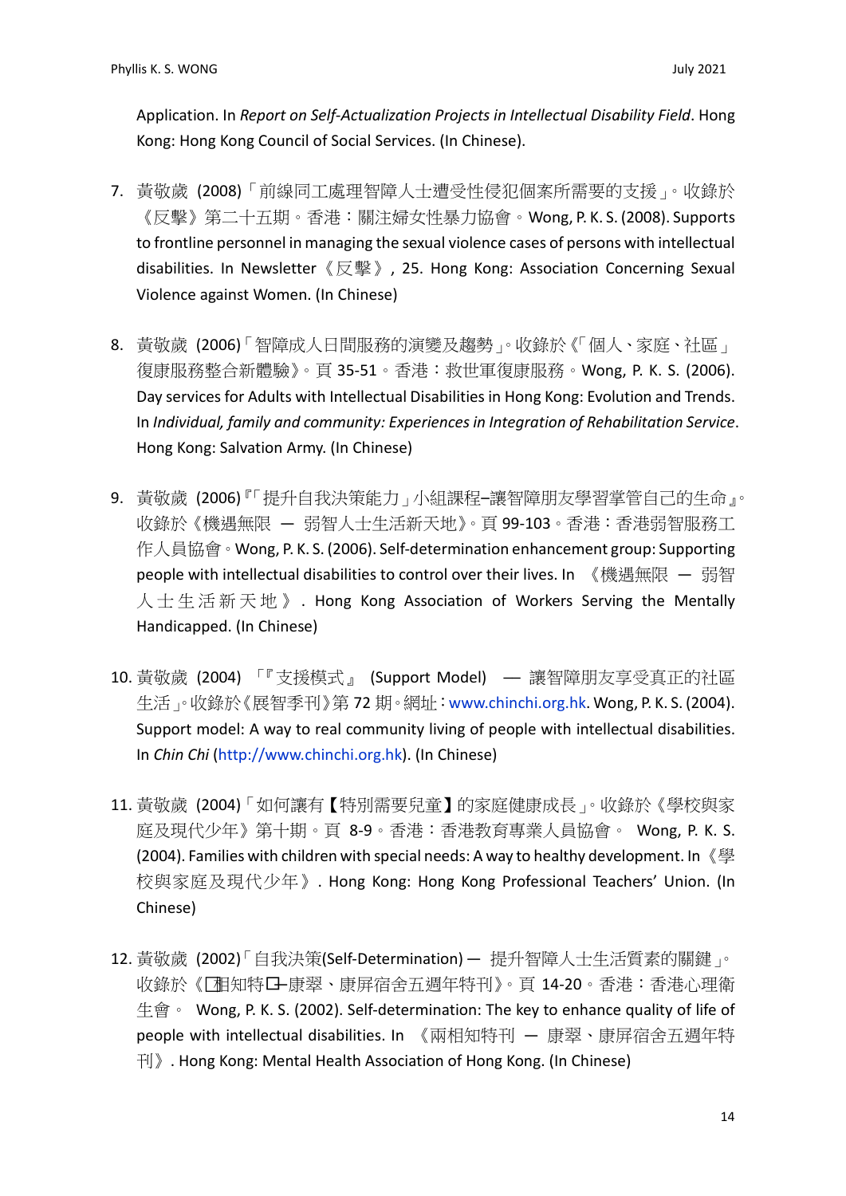Application. In *Report on Self-Actualization Projects in Intellectual Disability Field*. Hong Kong: Hong Kong Council of Social Services. (In Chinese).

7. 黃敬歲 (2008)「前線同工處理智障人士遭受性侵犯個案所需要的支援」。收錄於《反擊》第二十五期。香港：關注婦女性暴力協會。Wong, P. K. S. (2008). Supports to frontline personnel in managing the sexual violence cases of persons with intellectual disabilities. In Newsletter《反擊》, 25. Hong Kong: Association Concerning Sexual Violence against Women. (In Chinese)

8. 黃敬歲 (2006)「智障成人日間服務的演變及趨勢」。收錄於《「個人、家庭、社區」復康服務整合新體驗》。頁 35-51。香港：救世軍復康服務。Wong, P. K. S. (2006). Day services for Adults with Intellectual Disabilities in Hong Kong: Evolution and Trends. In *Individual, family and community: Experiences in Integration of Rehabilitation Service*. Hong Kong: Salvation Army. (In Chinese)

9. 黃敬歲 (2006)『「提升自我決策能力」小組課程–讓智障朋友學習掌管自己的生命』。收錄於《機遇無限 — 弱智人士生活新天地》。頁 99-103。香港：香港弱智服務工作人員協會。Wong, P. K. S. (2006). Self-determination enhancement group: Supporting people with intellectual disabilities to control over their lives. In 《機遇無限 — 弱智人士生活新天地》. Hong Kong Association of Workers Serving the Mentally Handicapped. (In Chinese)

10. 黃敬歲 (2004) 「『支援模式』 (Support Model) — 讓智障朋友享受真正的社區生活」。收錄於《展智季刊》第 72 期。網址：www.chinchi.org.hk. Wong, P. K. S. (2004). Support model: A way to real community living of people with intellectual disabilities. In *Chin Chi* (http://www.chinchi.org.hk). (In Chinese)

11. 黃敬歲 (2004)「如何讓有【特別需要兒童】的家庭健康成長」。收錄於《學校與家庭及現代少年》第十期。頁 8-9。香港：香港教育專業人員協會。 Wong, P. K. S. (2004). Families with children with special needs: A way to healthy development. In《學校與家庭及現代少年》. Hong Kong: Hong Kong Professional Teachers' Union. (In Chinese)

12. 黃敬歲 (2002)「自我決策(Self-Determination) — 提升智障人士生活質素的關鍵」。收錄於《兩相知特刊 — 康翠、康屏宿舍五週年特刊》。頁 14-20。香港：香港心理衛生會。 Wong, P. K. S. (2002). Self-determination: The key to enhance quality of life of people with intellectual disabilities. In 《兩相知特刊 — 康翠、康屏宿舍五週年特刊》. Hong Kong: Mental Health Association of Hong Kong. (In Chinese)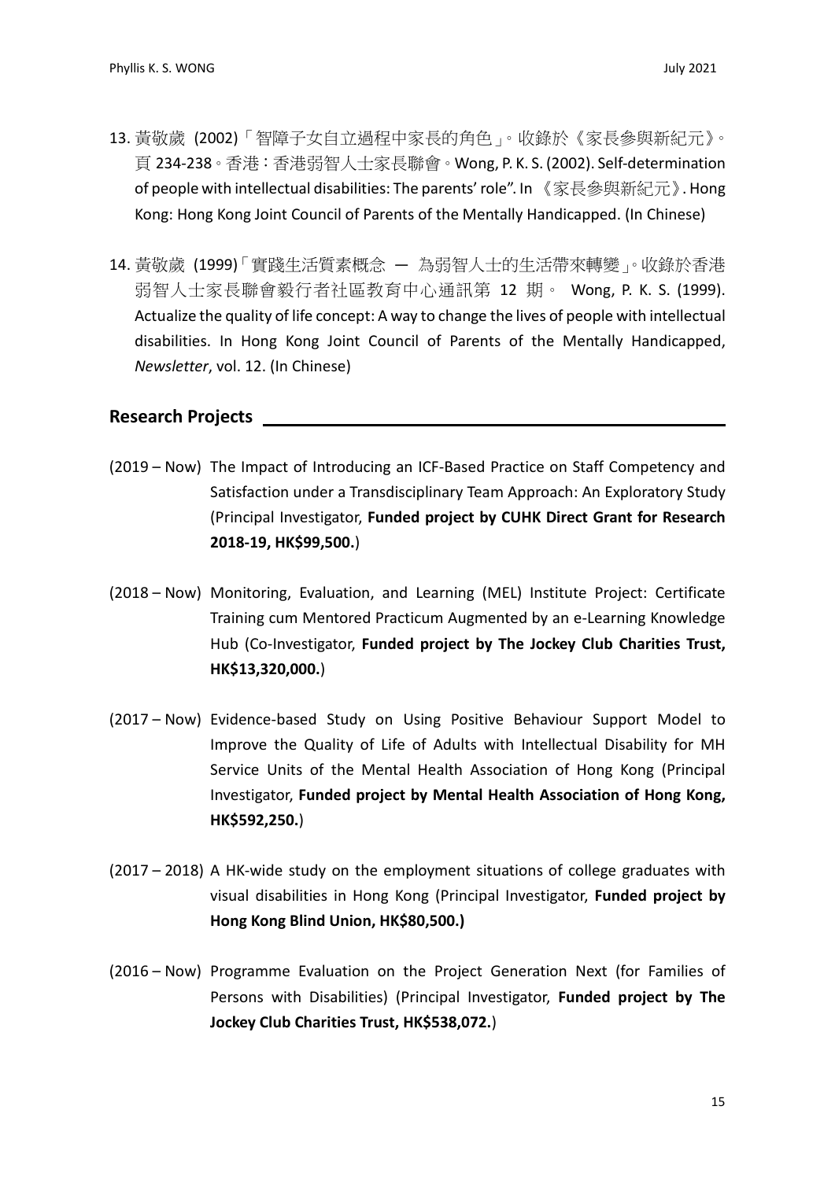13. 黃敬歲 (2002)「智障子女自立過程中家長的角色」。收錄於《家長參與新紀元》。頁 234-238。香港：香港弱智人士家長聯會。Wong, P. K. S. (2002). Self-determination of people with intellectual disabilities: The parents' role". In 《家長參與新紀元》. Hong Kong: Hong Kong Joint Council of Parents of the Mentally Handicapped. (In Chinese)

14. 黃敬歲 (1999)「實踐生活質素概念 — 為弱智人士的生活帶來轉變」。收錄於香港弱智人士家長聯會毅行者社區教育中心通訊第 12 期。 Wong, P. K. S. (1999). Actualize the quality of life concept: A way to change the lives of people with intellectual disabilities. In Hong Kong Joint Council of Parents of the Mentally Handicapped, *Newsletter*, vol. 12. (In Chinese)

## Research Projects

(2019 – Now) The Impact of Introducing an ICF-Based Practice on Staff Competency and Satisfaction under a Transdisciplinary Team Approach: An Exploratory Study (Principal Investigator, **Funded project by CUHK Direct Grant for Research 2018-19, HK$99,500.**)

(2018 – Now) Monitoring, Evaluation, and Learning (MEL) Institute Project: Certificate Training cum Mentored Practicum Augmented by an e-Learning Knowledge Hub (Co-Investigator, **Funded project by The Jockey Club Charities Trust, HK$13,320,000.**)

(2017 – Now) Evidence-based Study on Using Positive Behaviour Support Model to Improve the Quality of Life of Adults with Intellectual Disability for MH Service Units of the Mental Health Association of Hong Kong (Principal Investigator, **Funded project by Mental Health Association of Hong Kong, HK$592,250.**)

(2017 – 2018) A HK-wide study on the employment situations of college graduates with visual disabilities in Hong Kong (Principal Investigator, **Funded project by Hong Kong Blind Union, HK$80,500.)**

(2016 – Now) Programme Evaluation on the Project Generation Next (for Families of Persons with Disabilities) (Principal Investigator, **Funded project by The Jockey Club Charities Trust, HK$538,072.**)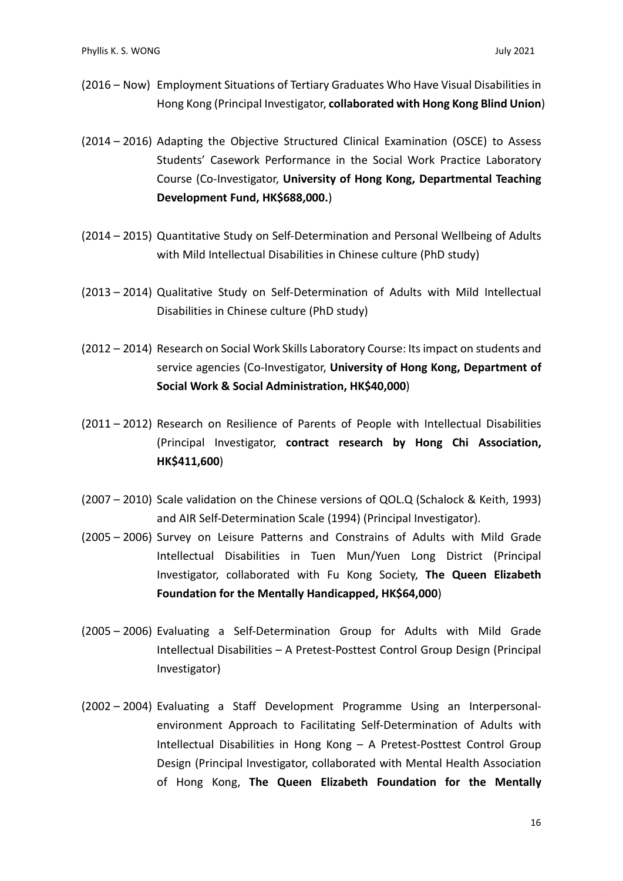(2016 – Now) Employment Situations of Tertiary Graduates Who Have Visual Disabilities in Hong Kong (Principal Investigator, **collaborated with Hong Kong Blind Union**)

(2014 – 2016) Adapting the Objective Structured Clinical Examination (OSCE) to Assess Students' Casework Performance in the Social Work Practice Laboratory Course (Co-Investigator, **University of Hong Kong, Departmental Teaching Development Fund, HK$688,000.**)

(2014 – 2015) Quantitative Study on Self-Determination and Personal Wellbeing of Adults with Mild Intellectual Disabilities in Chinese culture (PhD study)

(2013 – 2014) Qualitative Study on Self-Determination of Adults with Mild Intellectual Disabilities in Chinese culture (PhD study)

(2012 – 2014) Research on Social Work Skills Laboratory Course: Its impact on students and service agencies (Co-Investigator, **University of Hong Kong, Department of Social Work & Social Administration, HK$40,000**)

(2011 – 2012) Research on Resilience of Parents of People with Intellectual Disabilities (Principal Investigator, **contract research by Hong Chi Association, HK$411,600**)

(2007 – 2010) Scale validation on the Chinese versions of QOL.Q (Schalock & Keith, 1993) and AIR Self-Determination Scale (1994) (Principal Investigator).

(2005 – 2006) Survey on Leisure Patterns and Constrains of Adults with Mild Grade Intellectual Disabilities in Tuen Mun/Yuen Long District (Principal Investigator, collaborated with Fu Kong Society, **The Queen Elizabeth Foundation for the Mentally Handicapped, HK$64,000**)

(2005 – 2006) Evaluating a Self-Determination Group for Adults with Mild Grade Intellectual Disabilities – A Pretest-Posttest Control Group Design (Principal Investigator)

(2002 – 2004) Evaluating a Staff Development Programme Using an Interpersonal-environment Approach to Facilitating Self-Determination of Adults with Intellectual Disabilities in Hong Kong – A Pretest-Posttest Control Group Design (Principal Investigator, collaborated with Mental Health Association of Hong Kong, **The Queen Elizabeth Foundation for the Mentally**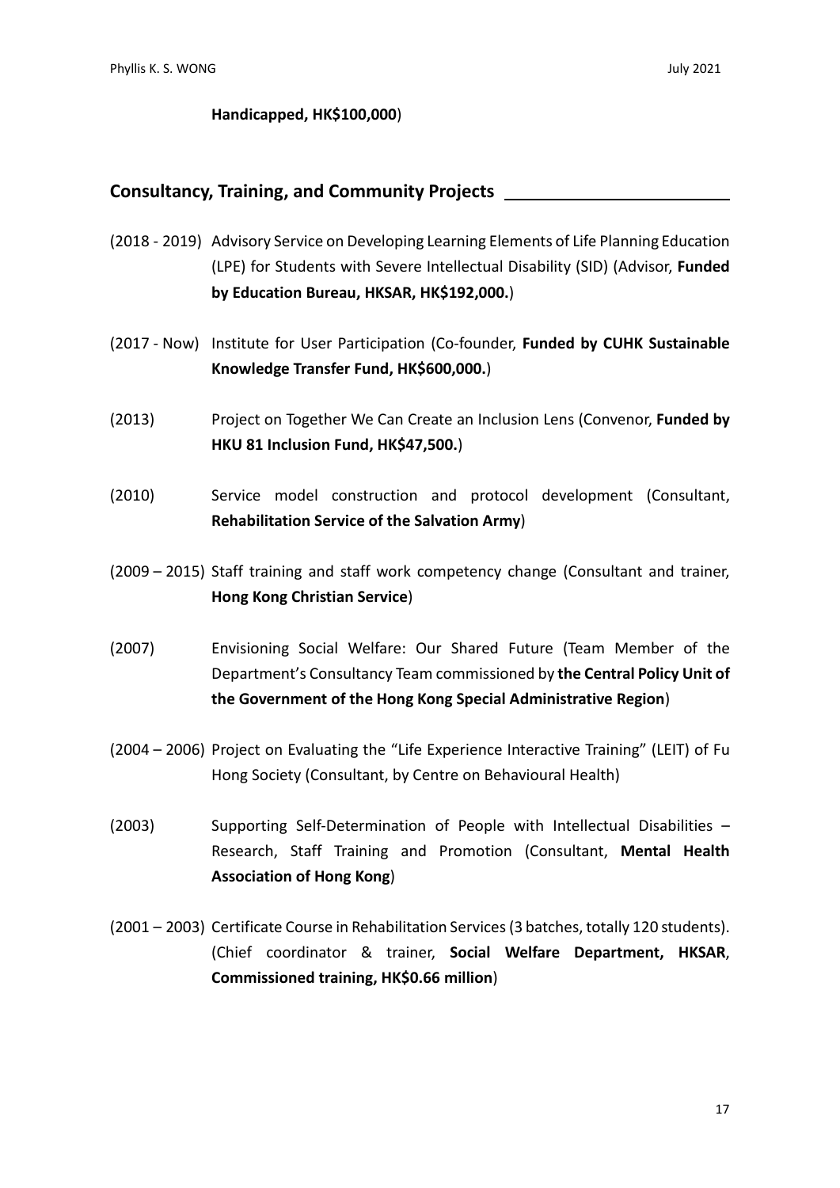**Handicapped, HK$100,000**)

## Consultancy, Training, and Community Projects

(2018 - 2019) Advisory Service on Developing Learning Elements of Life Planning Education (LPE) for Students with Severe Intellectual Disability (SID) (Advisor, **Funded by Education Bureau, HKSAR, HK$192,000.**)

(2017 - Now) Institute for User Participation (Co-founder, **Funded by CUHK Sustainable Knowledge Transfer Fund, HK$600,000.**)

(2013) Project on Together We Can Create an Inclusion Lens (Convenor, **Funded by HKU 81 Inclusion Fund, HK$47,500.**)

(2010) Service model construction and protocol development (Consultant, **Rehabilitation Service of the Salvation Army**)

(2009 – 2015) Staff training and staff work competency change (Consultant and trainer, **Hong Kong Christian Service**)

(2007) Envisioning Social Welfare: Our Shared Future (Team Member of the Department's Consultancy Team commissioned by **the Central Policy Unit of the Government of the Hong Kong Special Administrative Region**)

(2004 – 2006) Project on Evaluating the "Life Experience Interactive Training" (LEIT) of Fu Hong Society (Consultant, by Centre on Behavioural Health)

(2003) Supporting Self-Determination of People with Intellectual Disabilities – Research, Staff Training and Promotion (Consultant, **Mental Health Association of Hong Kong**)

(2001 – 2003) Certificate Course in Rehabilitation Services (3 batches, totally 120 students). (Chief coordinator & trainer, **Social Welfare Department, HKSAR**, **Commissioned training, HK$0.66 million**)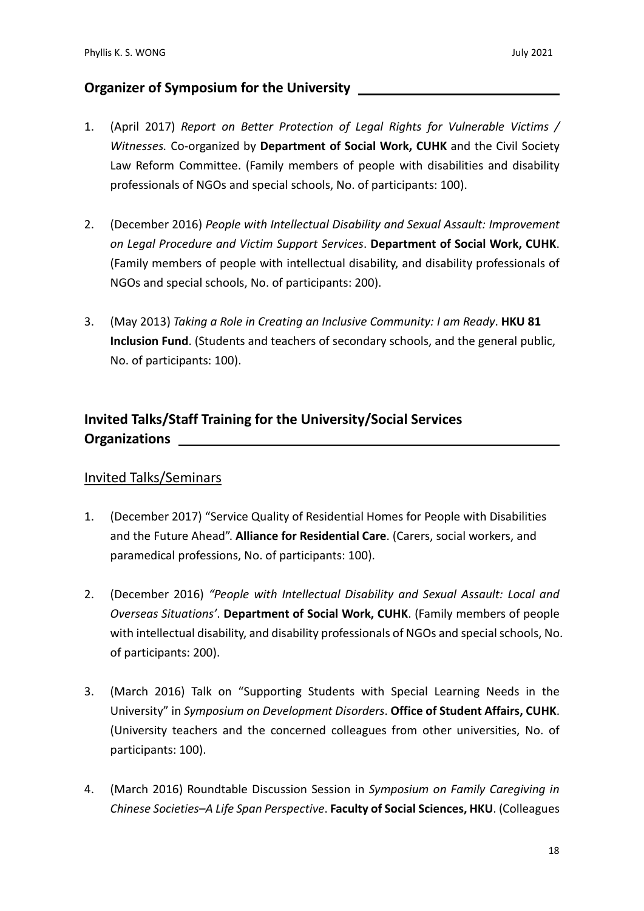## Organizer of Symposium for the University

1. (April 2017) *Report on Better Protection of Legal Rights for Vulnerable Victims / Witnesses.* Co-organized by **Department of Social Work, CUHK** and the Civil Society Law Reform Committee. (Family members of people with disabilities and disability professionals of NGOs and special schools, No. of participants: 100).

2. (December 2016) *People with Intellectual Disability and Sexual Assault: Improvement on Legal Procedure and Victim Support Services*. **Department of Social Work, CUHK**. (Family members of people with intellectual disability, and disability professionals of NGOs and special schools, No. of participants: 200).

3. (May 2013) *Taking a Role in Creating an Inclusive Community: I am Ready*. **HKU 81 Inclusion Fund**. (Students and teachers of secondary schools, and the general public, No. of participants: 100).

## Invited Talks/Staff Training for the University/Social Services Organizations

### Invited Talks/Seminars

1. (December 2017) "Service Quality of Residential Homes for People with Disabilities and the Future Ahead". **Alliance for Residential Care**. (Carers, social workers, and paramedical professions, No. of participants: 100).

2. (December 2016) *"People with Intellectual Disability and Sexual Assault: Local and Overseas Situations'*. **Department of Social Work, CUHK**. (Family members of people with intellectual disability, and disability professionals of NGOs and special schools, No. of participants: 200).

3. (March 2016) Talk on "Supporting Students with Special Learning Needs in the University" in *Symposium on Development Disorders*. **Office of Student Affairs, CUHK**. (University teachers and the concerned colleagues from other universities, No. of participants: 100).

4. (March 2016) Roundtable Discussion Session in *Symposium on Family Caregiving in Chinese Societies–A Life Span Perspective*. **Faculty of Social Sciences, HKU**. (Colleagues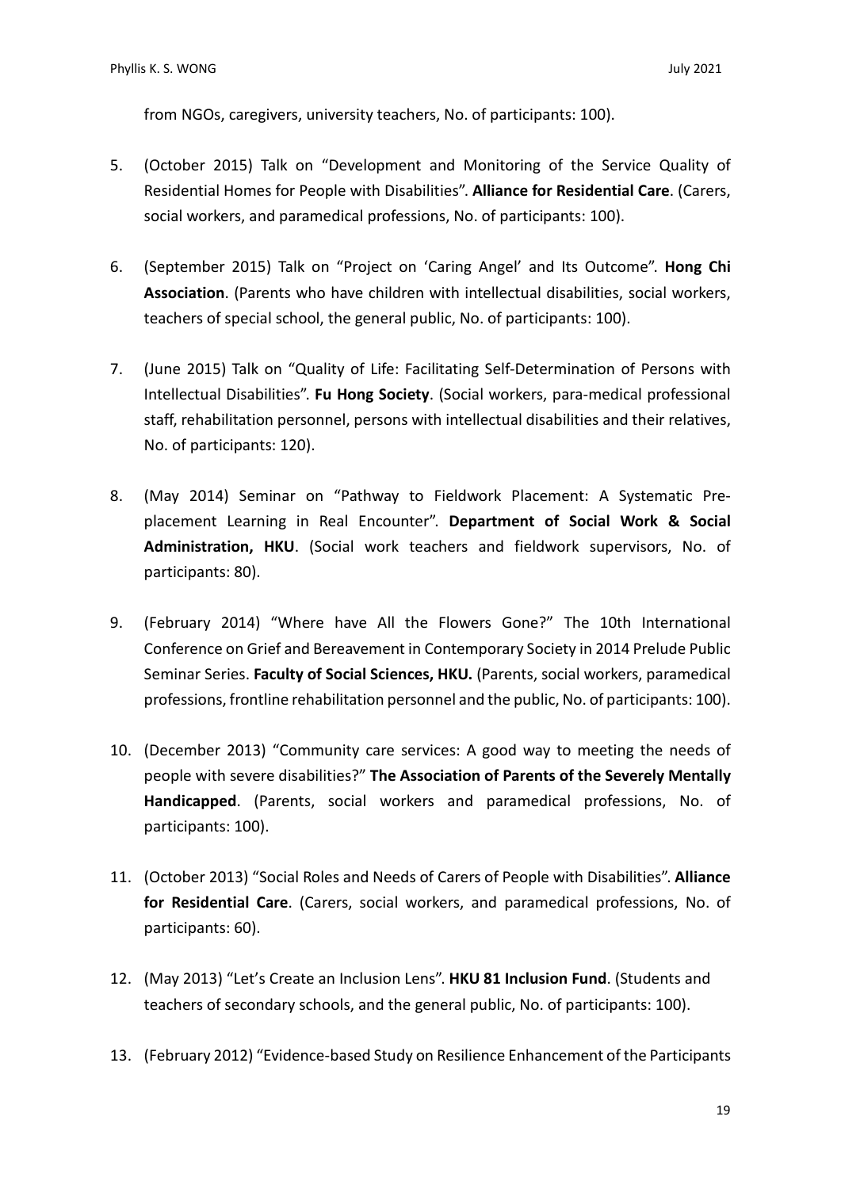from NGOs, caregivers, university teachers, No. of participants: 100).

5. (October 2015) Talk on "Development and Monitoring of the Service Quality of Residential Homes for People with Disabilities". **Alliance for Residential Care**. (Carers, social workers, and paramedical professions, No. of participants: 100).

6. (September 2015) Talk on "Project on 'Caring Angel' and Its Outcome". **Hong Chi Association**. (Parents who have children with intellectual disabilities, social workers, teachers of special school, the general public, No. of participants: 100).

7. (June 2015) Talk on "Quality of Life: Facilitating Self-Determination of Persons with Intellectual Disabilities". **Fu Hong Society**. (Social workers, para-medical professional staff, rehabilitation personnel, persons with intellectual disabilities and their relatives, No. of participants: 120).

8. (May 2014) Seminar on "Pathway to Fieldwork Placement: A Systematic Pre-placement Learning in Real Encounter". **Department of Social Work & Social Administration, HKU**. (Social work teachers and fieldwork supervisors, No. of participants: 80).

9. (February 2014) "Where have All the Flowers Gone?" The 10th International Conference on Grief and Bereavement in Contemporary Society in 2014 Prelude Public Seminar Series. **Faculty of Social Sciences, HKU.** (Parents, social workers, paramedical professions, frontline rehabilitation personnel and the public, No. of participants: 100).

10. (December 2013) "Community care services: A good way to meeting the needs of people with severe disabilities?" **The Association of Parents of the Severely Mentally Handicapped**. (Parents, social workers and paramedical professions, No. of participants: 100).

11. (October 2013) "Social Roles and Needs of Carers of People with Disabilities". **Alliance for Residential Care**. (Carers, social workers, and paramedical professions, No. of participants: 60).

12. (May 2013) "Let's Create an Inclusion Lens". **HKU 81 Inclusion Fund**. (Students and teachers of secondary schools, and the general public, No. of participants: 100).

13. (February 2012) "Evidence-based Study on Resilience Enhancement of the Participants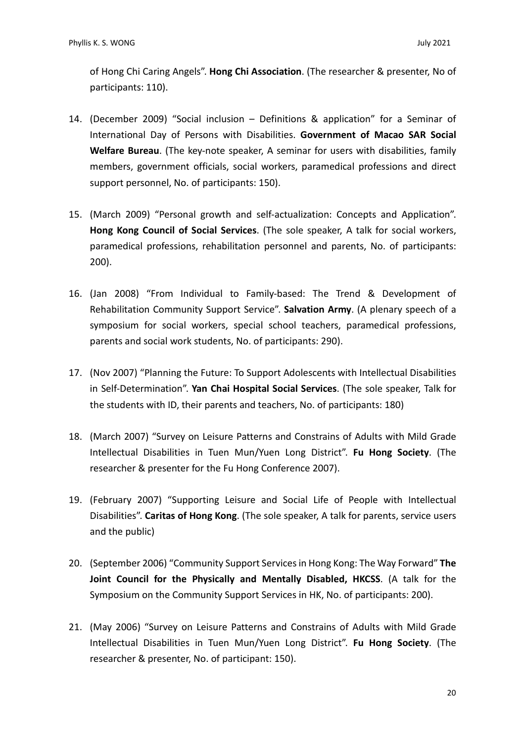of Hong Chi Caring Angels". **Hong Chi Association**. (The researcher & presenter, No of participants: 110).

14. (December 2009) "Social inclusion – Definitions & application" for a Seminar of International Day of Persons with Disabilities. **Government of Macao SAR Social Welfare Bureau**. (The key-note speaker, A seminar for users with disabilities, family members, government officials, social workers, paramedical professions and direct support personnel, No. of participants: 150).

15. (March 2009) "Personal growth and self-actualization: Concepts and Application". **Hong Kong Council of Social Services**. (The sole speaker, A talk for social workers, paramedical professions, rehabilitation personnel and parents, No. of participants: 200).

16. (Jan 2008) "From Individual to Family-based: The Trend & Development of Rehabilitation Community Support Service". **Salvation Army**. (A plenary speech of a symposium for social workers, special school teachers, paramedical professions, parents and social work students, No. of participants: 290).

17. (Nov 2007) "Planning the Future: To Support Adolescents with Intellectual Disabilities in Self-Determination". **Yan Chai Hospital Social Services**. (The sole speaker, Talk for the students with ID, their parents and teachers, No. of participants: 180)

18. (March 2007) "Survey on Leisure Patterns and Constrains of Adults with Mild Grade Intellectual Disabilities in Tuen Mun/Yuen Long District". **Fu Hong Society**. (The researcher & presenter for the Fu Hong Conference 2007).

19. (February 2007) "Supporting Leisure and Social Life of People with Intellectual Disabilities". **Caritas of Hong Kong**. (The sole speaker, A talk for parents, service users and the public)

20. (September 2006) "Community Support Services in Hong Kong: The Way Forward" **The Joint Council for the Physically and Mentally Disabled, HKCSS**. (A talk for the Symposium on the Community Support Services in HK, No. of participants: 200).

21. (May 2006) "Survey on Leisure Patterns and Constrains of Adults with Mild Grade Intellectual Disabilities in Tuen Mun/Yuen Long District". **Fu Hong Society**. (The researcher & presenter, No. of participant: 150).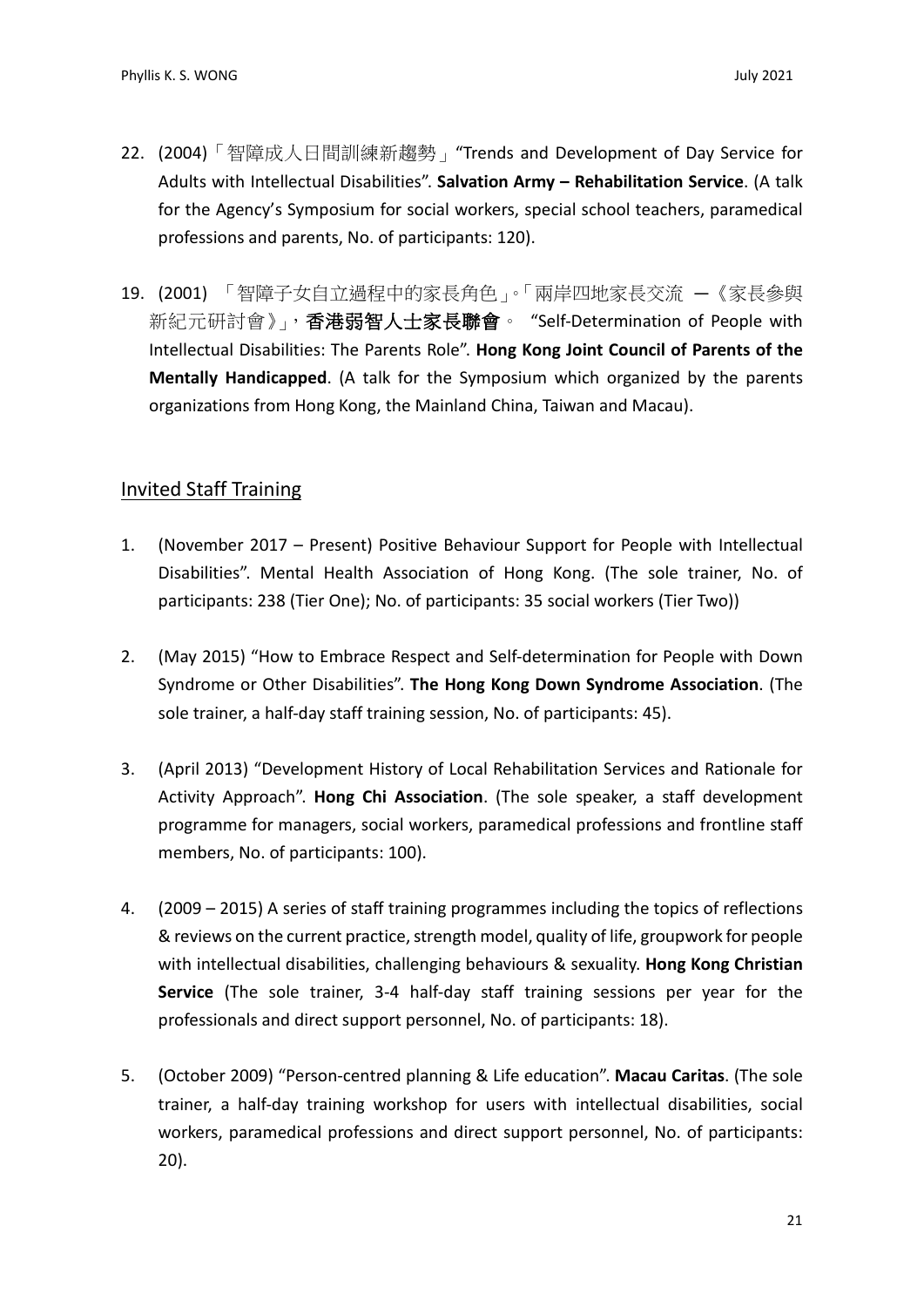22. (2004)「智障成人日間訓練新趨勢」"Trends and Development of Day Service for Adults with Intellectual Disabilities". **Salvation Army – Rehabilitation Service**. (A talk for the Agency's Symposium for social workers, special school teachers, paramedical professions and parents, No. of participants: 120).

19. (2001) 「智障子女自立過程中的家長角色」。「兩岸四地家長交流 —《家長參與新紀元研討會》」，**香港弱智人士家長聯會**。 "Self-Determination of People with Intellectual Disabilities: The Parents Role". **Hong Kong Joint Council of Parents of the Mentally Handicapped**. (A talk for the Symposium which organized by the parents organizations from Hong Kong, the Mainland China, Taiwan and Macau).

## Invited Staff Training

1. (November 2017 – Present) Positive Behaviour Support for People with Intellectual Disabilities". Mental Health Association of Hong Kong. (The sole trainer, No. of participants: 238 (Tier One); No. of participants: 35 social workers (Tier Two))

2. (May 2015) "How to Embrace Respect and Self-determination for People with Down Syndrome or Other Disabilities". **The Hong Kong Down Syndrome Association**. (The sole trainer, a half-day staff training session, No. of participants: 45).

3. (April 2013) "Development History of Local Rehabilitation Services and Rationale for Activity Approach". **Hong Chi Association**. (The sole speaker, a staff development programme for managers, social workers, paramedical professions and frontline staff members, No. of participants: 100).

4. (2009 – 2015) A series of staff training programmes including the topics of reflections & reviews on the current practice, strength model, quality of life, groupwork for people with intellectual disabilities, challenging behaviours & sexuality. **Hong Kong Christian Service** (The sole trainer, 3-4 half-day staff training sessions per year for the professionals and direct support personnel, No. of participants: 18).

5. (October 2009) "Person-centred planning & Life education". **Macau Caritas**. (The sole trainer, a half-day training workshop for users with intellectual disabilities, social workers, paramedical professions and direct support personnel, No. of participants: 20).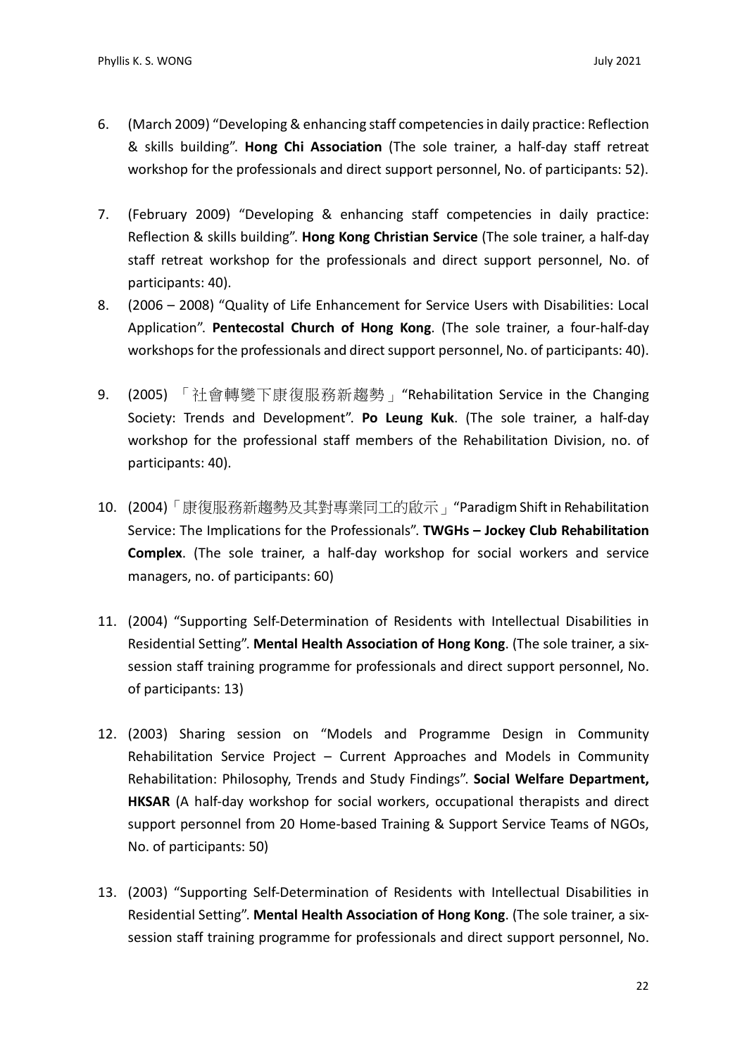6. (March 2009) "Developing & enhancing staff competencies in daily practice: Reflection & skills building". **Hong Chi Association** (The sole trainer, a half-day staff retreat workshop for the professionals and direct support personnel, No. of participants: 52).

7. (February 2009) "Developing & enhancing staff competencies in daily practice: Reflection & skills building". **Hong Kong Christian Service** (The sole trainer, a half-day staff retreat workshop for the professionals and direct support personnel, No. of participants: 40).

8. (2006 – 2008) "Quality of Life Enhancement for Service Users with Disabilities: Local Application". **Pentecostal Church of Hong Kong**. (The sole trainer, a four-half-day workshops for the professionals and direct support personnel, No. of participants: 40).

9. (2005) 「社會轉變下康復服務新趨勢」"Rehabilitation Service in the Changing Society: Trends and Development". **Po Leung Kuk**. (The sole trainer, a half-day workshop for the professional staff members of the Rehabilitation Division, no. of participants: 40).

10. (2004)「康復服務新趨勢及其對專業同工的啟示」"Paradigm Shift in Rehabilitation Service: The Implications for the Professionals". **TWGHs – Jockey Club Rehabilitation Complex**. (The sole trainer, a half-day workshop for social workers and service managers, no. of participants: 60)

11. (2004) "Supporting Self-Determination of Residents with Intellectual Disabilities in Residential Setting". **Mental Health Association of Hong Kong**. (The sole trainer, a six-session staff training programme for professionals and direct support personnel, No. of participants: 13)

12. (2003) Sharing session on "Models and Programme Design in Community Rehabilitation Service Project – Current Approaches and Models in Community Rehabilitation: Philosophy, Trends and Study Findings". **Social Welfare Department, HKSAR** (A half-day workshop for social workers, occupational therapists and direct support personnel from 20 Home-based Training & Support Service Teams of NGOs, No. of participants: 50)

13. (2003) "Supporting Self-Determination of Residents with Intellectual Disabilities in Residential Setting". **Mental Health Association of Hong Kong**. (The sole trainer, a six-session staff training programme for professionals and direct support personnel, No.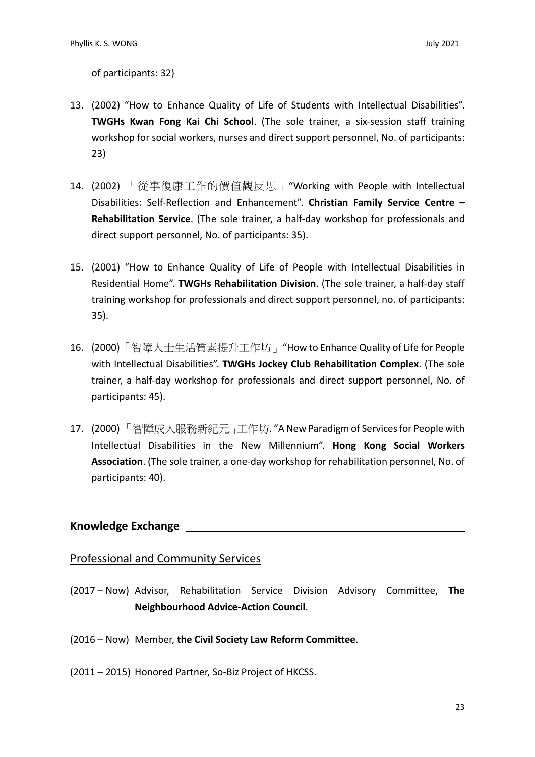of participants: 32)

13. (2002) "How to Enhance Quality of Life of Students with Intellectual Disabilities". **TWGHs Kwan Fong Kai Chi School**. (The sole trainer, a six-session staff training workshop for social workers, nurses and direct support personnel, No. of participants: 23)

14. (2002) 「從事復康工作的價值觀反思」"Working with People with Intellectual Disabilities: Self-Reflection and Enhancement". **Christian Family Service Centre – Rehabilitation Service**. (The sole trainer, a half-day workshop for professionals and direct support personnel, No. of participants: 35).

15. (2001) "How to Enhance Quality of Life of People with Intellectual Disabilities in Residential Home". **TWGHs Rehabilitation Division**. (The sole trainer, a half-day staff training workshop for professionals and direct support personnel, no. of participants: 35).

16. (2000)「智障人士生活質素提升工作坊」"How to Enhance Quality of Life for People with Intellectual Disabilities". **TWGHs Jockey Club Rehabilitation Complex**. (The sole trainer, a half-day workshop for professionals and direct support personnel, No. of participants: 45).

17. (2000)「智障成人服務新紀元」工作坊. "A New Paradigm of Services for People with Intellectual Disabilities in the New Millennium". **Hong Kong Social Workers Association**. (The sole trainer, a one-day workshop for rehabilitation personnel, No. of participants: 40).

## Knowledge Exchange

### Professional and Community Services

(2017 – Now) Advisor, Rehabilitation Service Division Advisory Committee, **The Neighbourhood Advice-Action Council**.

(2016 – Now) Member, **the Civil Society Law Reform Committee**.

(2011 – 2015) Honored Partner, So-Biz Project of HKCSS.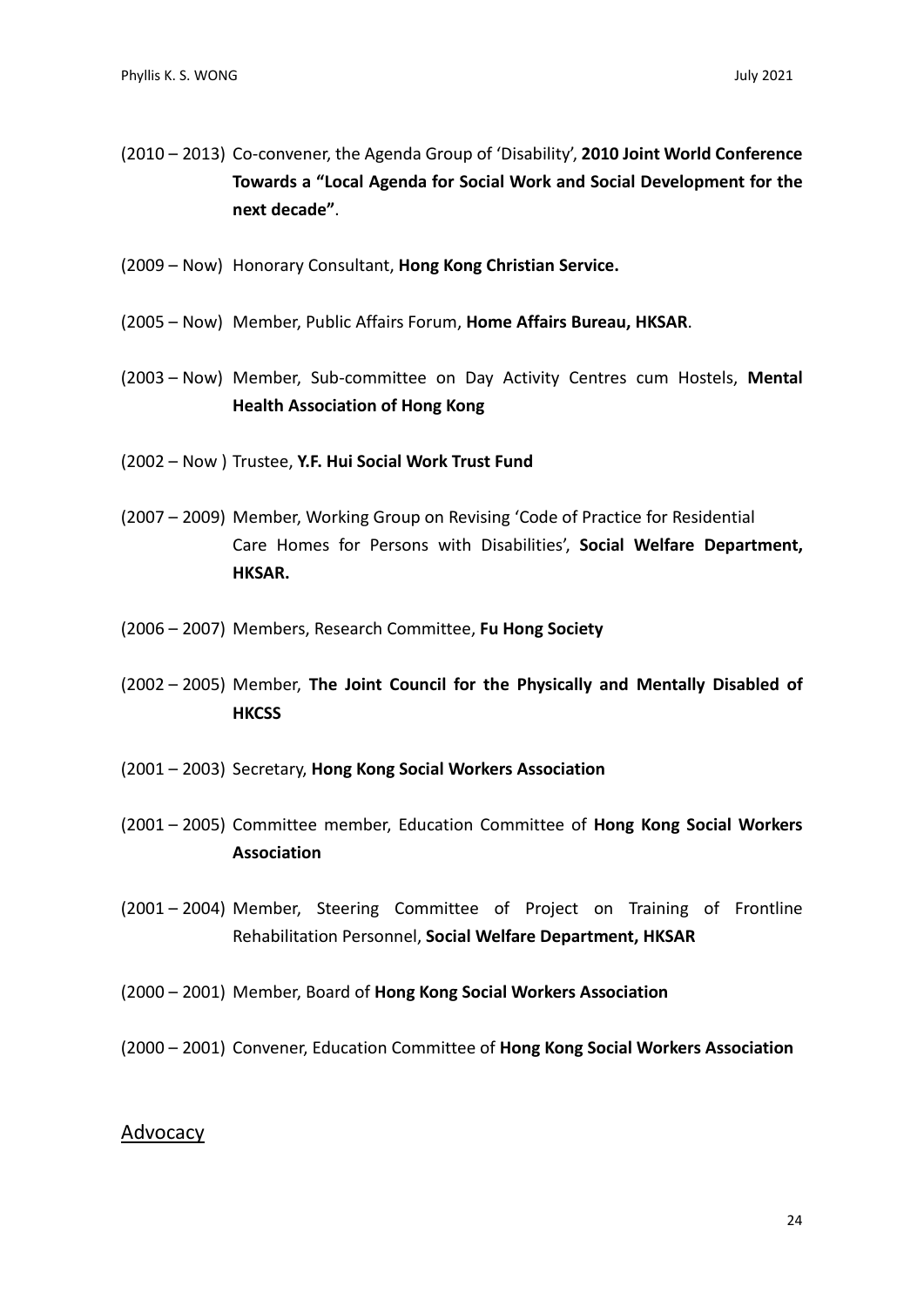(2010 – 2013) Co-convener, the Agenda Group of 'Disability', **2010 Joint World Conference Towards a "Local Agenda for Social Work and Social Development for the next decade"**.

(2009 – Now) Honorary Consultant, **Hong Kong Christian Service.**

(2005 – Now) Member, Public Affairs Forum, **Home Affairs Bureau, HKSAR**.

(2003 – Now) Member, Sub-committee on Day Activity Centres cum Hostels, **Mental Health Association of Hong Kong**

(2002 – Now ) Trustee, **Y.F. Hui Social Work Trust Fund**

(2007 – 2009) Member, Working Group on Revising 'Code of Practice for Residential Care Homes for Persons with Disabilities', **Social Welfare Department, HKSAR.**

(2006 – 2007) Members, Research Committee, **Fu Hong Society**

(2002 – 2005) Member, **The Joint Council for the Physically and Mentally Disabled of HKCSS**

(2001 – 2003) Secretary, **Hong Kong Social Workers Association**

(2001 – 2005) Committee member, Education Committee of **Hong Kong Social Workers Association**

(2001 – 2004) Member, Steering Committee of Project on Training of Frontline Rehabilitation Personnel, **Social Welfare Department, HKSAR**

(2000 – 2001) Member, Board of **Hong Kong Social Workers Association**

(2000 – 2001) Convener, Education Committee of **Hong Kong Social Workers Association**

## Advocacy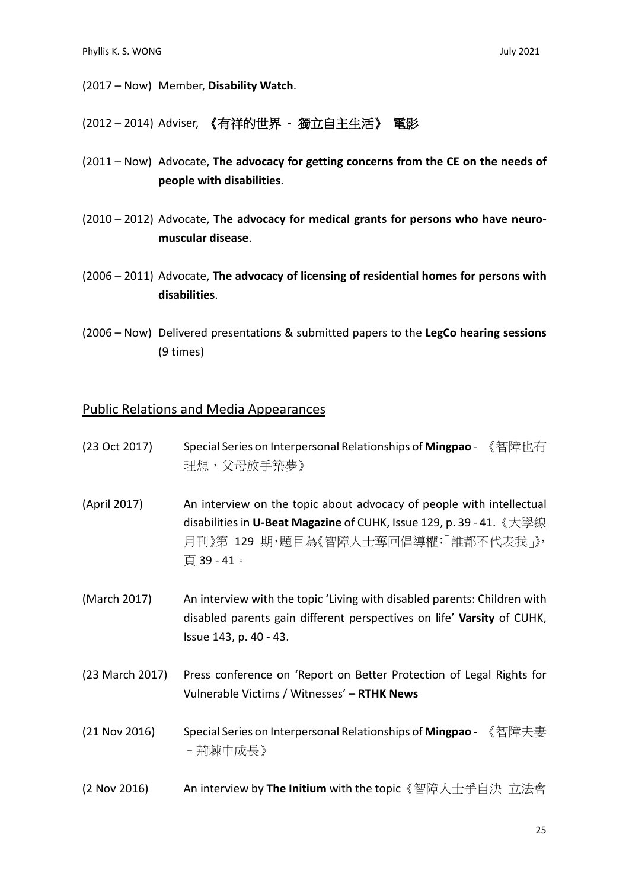(2017 – Now) Member, **Disability Watch**.

(2012 – 2014) Adviser, **《有祥的世界 - 獨立自主生活》 電影**

(2011 – Now) Advocate, **The advocacy for getting concerns from the CE on the needs of people with disabilities**.

(2010 – 2012) Advocate, **The advocacy for medical grants for persons who have neuro-muscular disease**.

(2006 – 2011) Advocate, **The advocacy of licensing of residential homes for persons with disabilities**.

(2006 – Now) Delivered presentations & submitted papers to the **LegCo hearing sessions** (9 times)

## Public Relations and Media Appearances

(23 Oct 2017) Special Series on Interpersonal Relationships of **Mingpao** - 《智障也有理想，父母放手築夢》

(April 2017) An interview on the topic about advocacy of people with intellectual disabilities in **U-Beat Magazine** of CUHK, Issue 129, p. 39 - 41.《大學線月刊》第 129 期，題目為《智障人士奪回倡導權：「誰都不代表我」》，頁 39 - 41。

(March 2017) An interview with the topic 'Living with disabled parents: Children with disabled parents gain different perspectives on life' **Varsity** of CUHK, Issue 143, p. 40 - 43.

(23 March 2017) Press conference on 'Report on Better Protection of Legal Rights for Vulnerable Victims / Witnesses' – **RTHK News**

(21 Nov 2016) Special Series on Interpersonal Relationships of **Mingpao** - 《智障夫妻 - 荊棘中成長》

(2 Nov 2016) An interview by **The Initium** with the topic《智障人士爭自決 立法會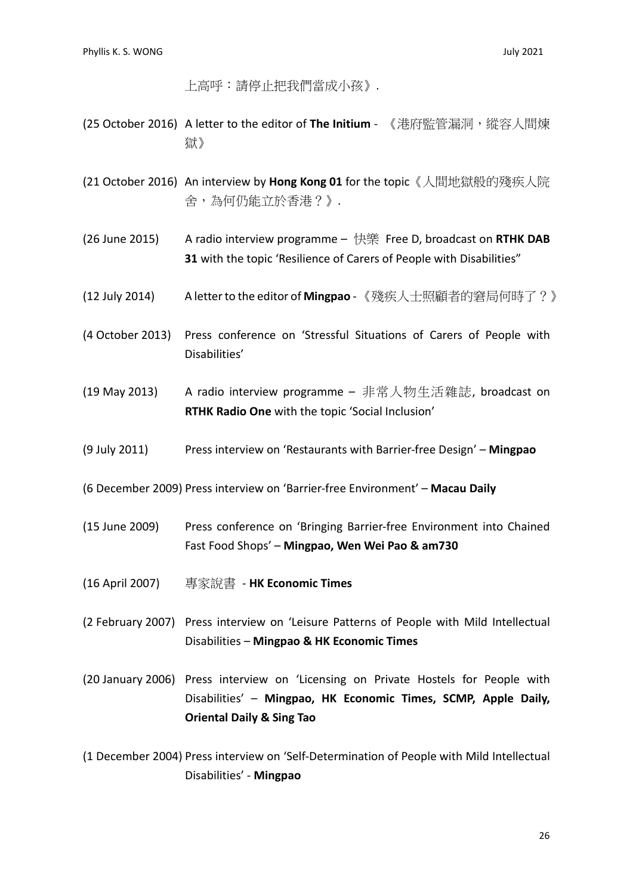上高呼：請停止把我們當成小孩》.

(25 October 2016) A letter to the editor of **The Initium** - 《港府監管漏洞，縱容人間煉獄》

(21 October 2016) An interview by **Hong Kong 01** for the topic《人間地獄般的殘疾人院舍，為何仍能立於香港？》.

(26 June 2015) A radio interview programme – 快樂 Free D, broadcast on **RTHK DAB 31** with the topic 'Resilience of Carers of People with Disabilities"

(12 July 2014) A letter to the editor of **Mingpao** -《殘疾人士照顧者的窘局何時了？》

(4 October 2013) Press conference on 'Stressful Situations of Carers of People with Disabilities'

(19 May 2013) A radio interview programme – 非常人物生活雜誌, broadcast on **RTHK Radio One** with the topic 'Social Inclusion'

(9 July 2011) Press interview on 'Restaurants with Barrier-free Design' – **Mingpao**

(6 December 2009) Press interview on 'Barrier-free Environment' – **Macau Daily**

(15 June 2009) Press conference on 'Bringing Barrier-free Environment into Chained Fast Food Shops' – **Mingpao, Wen Wei Pao & am730**

(16 April 2007) 專家說書 - **HK Economic Times**

(2 February 2007) Press interview on 'Leisure Patterns of People with Mild Intellectual Disabilities – **Mingpao & HK Economic Times**

(20 January 2006) Press interview on 'Licensing on Private Hostels for People with Disabilities' – **Mingpao, HK Economic Times, SCMP, Apple Daily, Oriental Daily & Sing Tao**

(1 December 2004) Press interview on 'Self-Determination of People with Mild Intellectual Disabilities' - **Mingpao**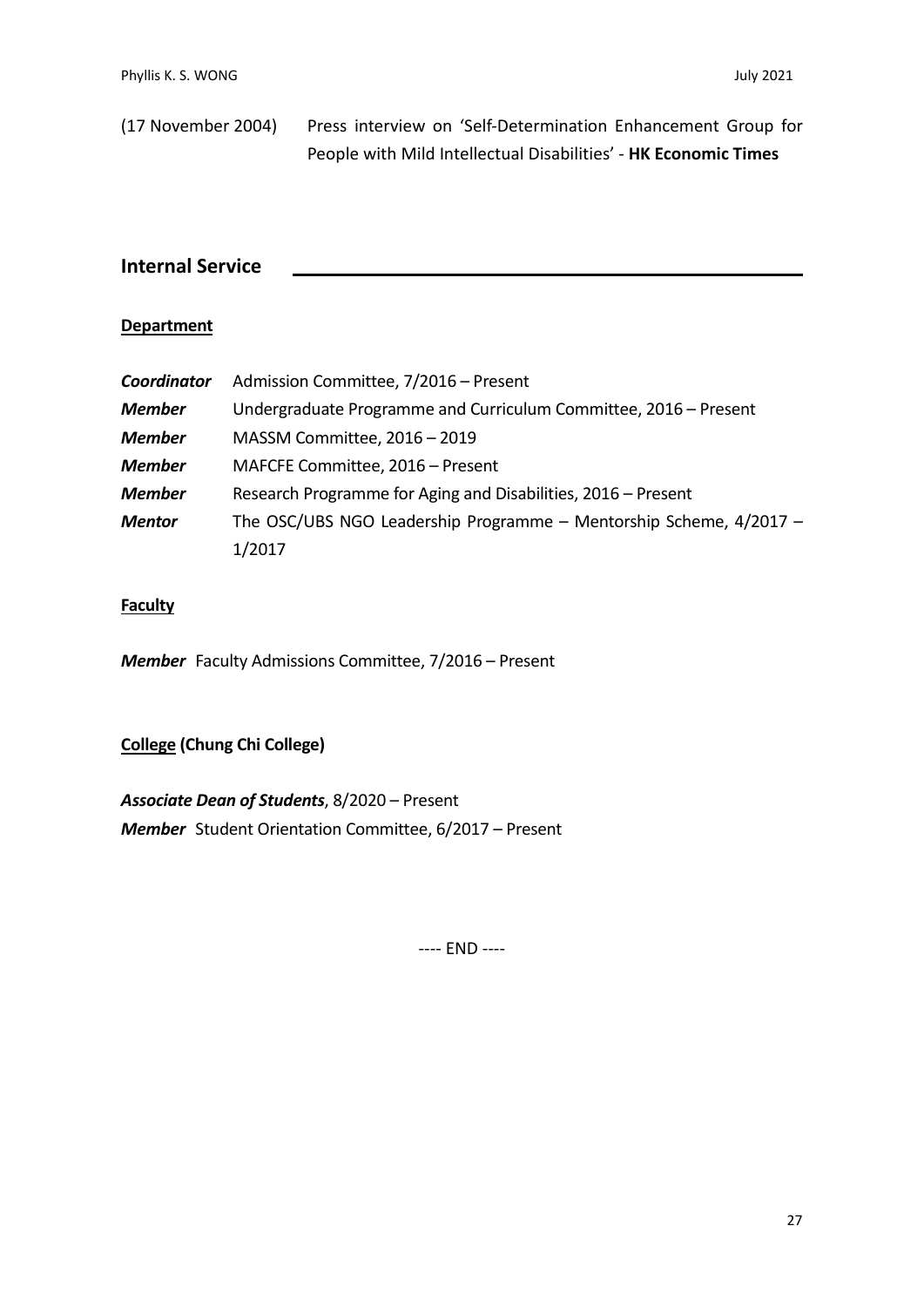(17 November 2004) Press interview on 'Self-Determination Enhancement Group for People with Mild Intellectual Disabilities' - **HK Economic Times**

## Internal Service

### Department

***Coordinator*** Admission Committee, 7/2016 – Present

***Member*** Undergraduate Programme and Curriculum Committee, 2016 – Present

***Member*** MASSM Committee, 2016 – 2019

***Member*** MAFCFE Committee, 2016 – Present

***Member*** Research Programme for Aging and Disabilities, 2016 – Present

***Mentor*** The OSC/UBS NGO Leadership Programme – Mentorship Scheme, 4/2017 – 1/2017

### Faculty

***Member*** Faculty Admissions Committee, 7/2016 – Present

### College (Chung Chi College)

***Associate Dean of Students***, 8/2020 – Present

***Member*** Student Orientation Committee, 6/2017 – Present

---- END ----